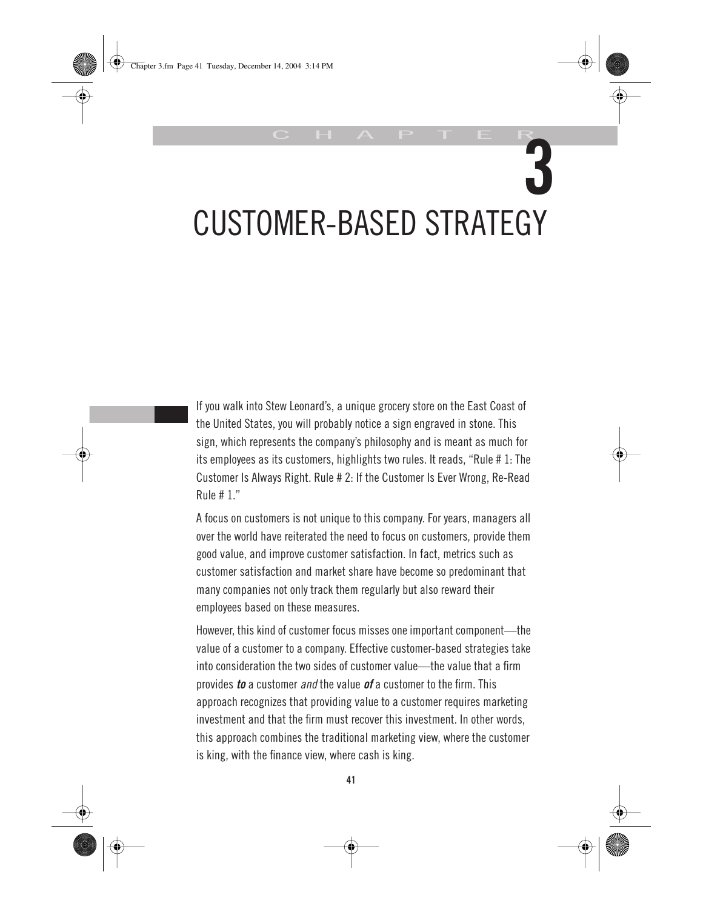# CHAPTER 3

# CUSTOMER-BASED STRATEGY

If you walk into Stew Leonard's, a unique grocery store on the East Coast of the United States, you will probably notice a sign engraved in stone. This sign, which represents the company's philosophy and is meant as much for its employees as its customers, highlights two rules. It reads, "Rule # 1: The Customer Is Always Right. Rule # 2: If the Customer Is Ever Wrong, Re-Read Rule # 1."

A focus on customers is not unique to this company. For years, managers all over the world have reiterated the need to focus on customers, provide them good value, and improve customer satisfaction. In fact, metrics such as customer satisfaction and market share have become so predominant that many companies not only track them regularly but also reward their employees based on these measures.

However, this kind of customer focus misses one important component—the value of a customer to a company. Effective customer-based strategies take into consideration the two sides of customer value—the value that a firm provides ***to*** a customer *and* the value ***of*** a customer to the firm. This approach recognizes that providing value to a customer requires marketing investment and that the firm must recover this investment. In other words, this approach combines the traditional marketing view, where the customer is king, with the finance view, where cash is king.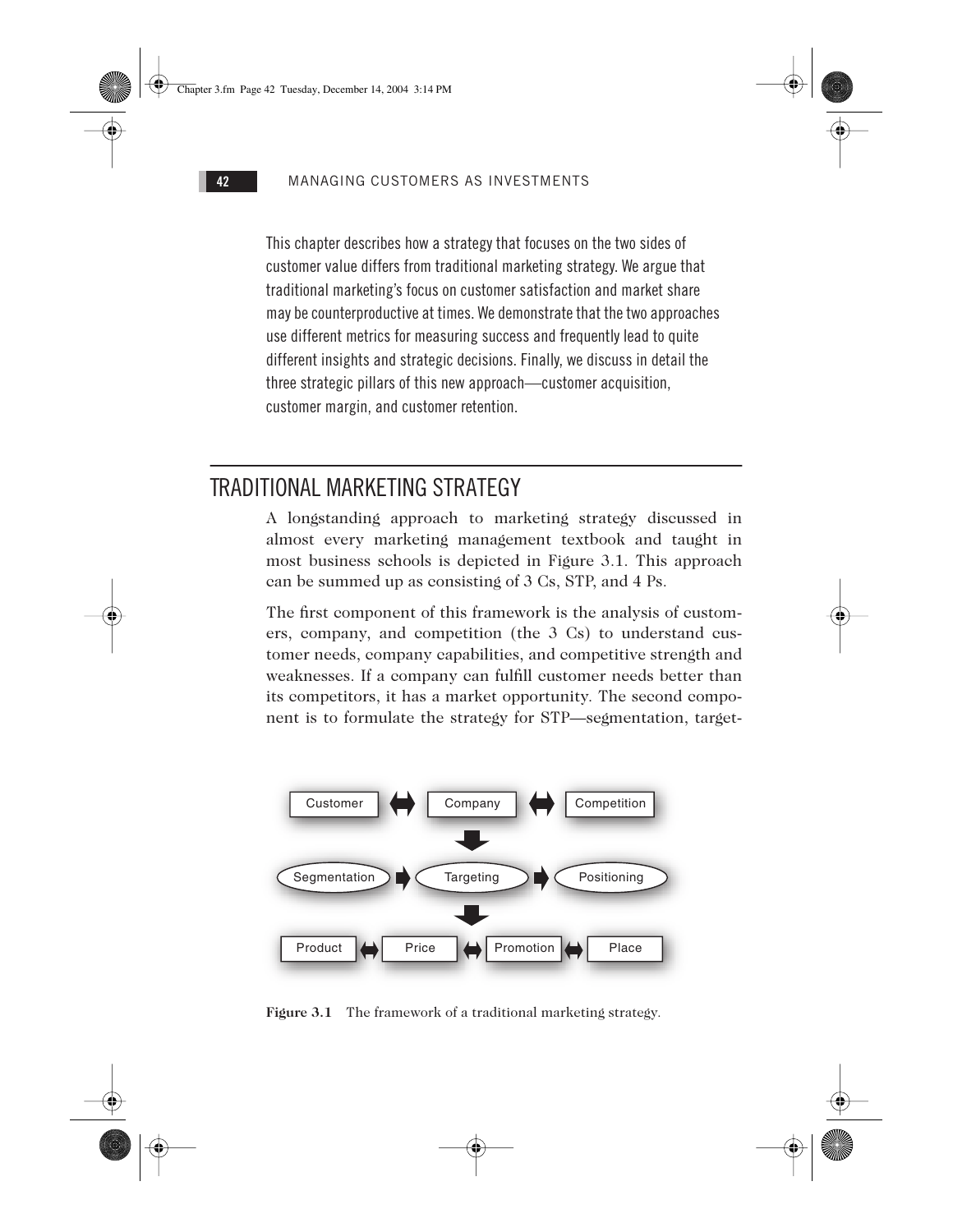This chapter describes how a strategy that focuses on the two sides of customer value differs from traditional marketing strategy. We argue that traditional marketing's focus on customer satisfaction and market share may be counterproductive at times. We demonstrate that the two approaches use different metrics for measuring success and frequently lead to quite different insights and strategic decisions. Finally, we discuss in detail the three strategic pillars of this new approach—customer acquisition, customer margin, and customer retention.

## TRADITIONAL MARKETING STRATEGY

A longstanding approach to marketing strategy discussed in almost every marketing management textbook and taught in most business schools is depicted in Figure 3.1. This approach can be summed up as consisting of 3 Cs, STP, and 4 Ps.

The first component of this framework is the analysis of customers, company, and competition (the 3 Cs) to understand customer needs, company capabilities, and competitive strength and weaknesses. If a company can fulfill customer needs better than its competitors, it has a market opportunity. The second component is to formulate the strategy for STP—segmentation, target-

Customer ⟷ Company ⟷ Competition

↓

Segmentation → Targeting → Positioning

↓

Product ⟷ Price ⟷ Promotion ⟷ Place

**Figure 3.1** The framework of a traditional marketing strategy.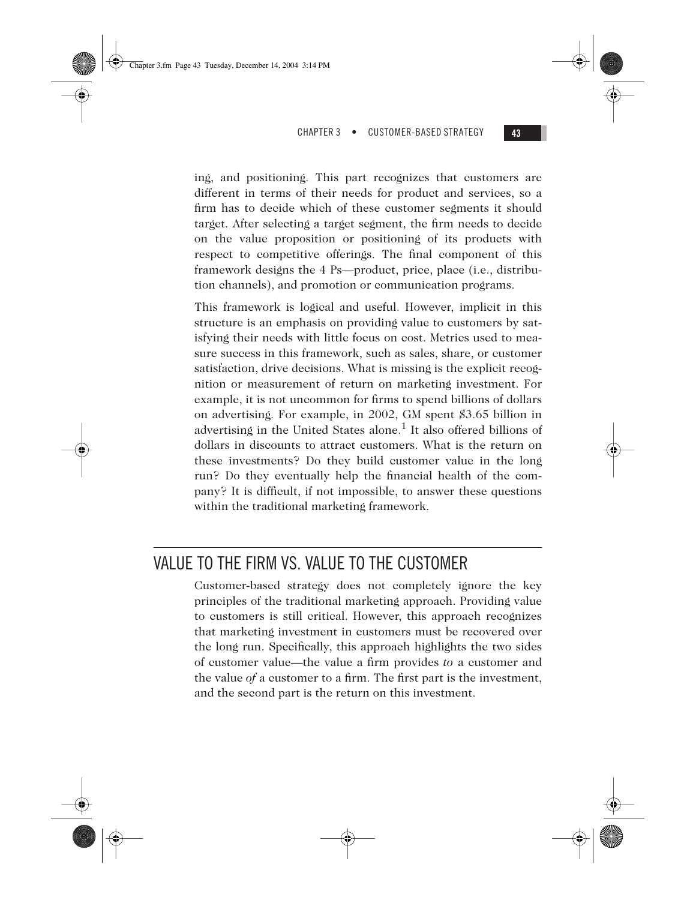ing, and positioning. This part recognizes that customers are different in terms of their needs for product and services, so a firm has to decide which of these customer segments it should target. After selecting a target segment, the firm needs to decide on the value proposition or positioning of its products with respect to competitive offerings. The final component of this framework designs the 4 Ps—product, price, place (i.e., distribution channels), and promotion or communication programs.

This framework is logical and useful. However, implicit in this structure is an emphasis on providing value to customers by satisfying their needs with little focus on cost. Metrics used to measure success in this framework, such as sales, share, or customer satisfaction, drive decisions. What is missing is the explicit recognition or measurement of return on marketing investment. For example, it is not uncommon for firms to spend billions of dollars on advertising. For example, in 2002, GM spent $3.65 billion in advertising in the United States alone.[1] It also offered billions of dollars in discounts to attract customers. What is the return on these investments? Do they build customer value in the long run? Do they eventually help the financial health of the company? It is difficult, if not impossible, to answer these questions within the traditional marketing framework.

## VALUE TO THE FIRM VS. VALUE TO THE CUSTOMER

Customer-based strategy does not completely ignore the key principles of the traditional marketing approach. Providing value to customers is still critical. However, this approach recognizes that marketing investment in customers must be recovered over the long run. Specifically, this approach highlights the two sides of customer value—the value a firm provides *to* a customer and the value *of* a customer to a firm. The first part is the investment, and the second part is the return on this investment.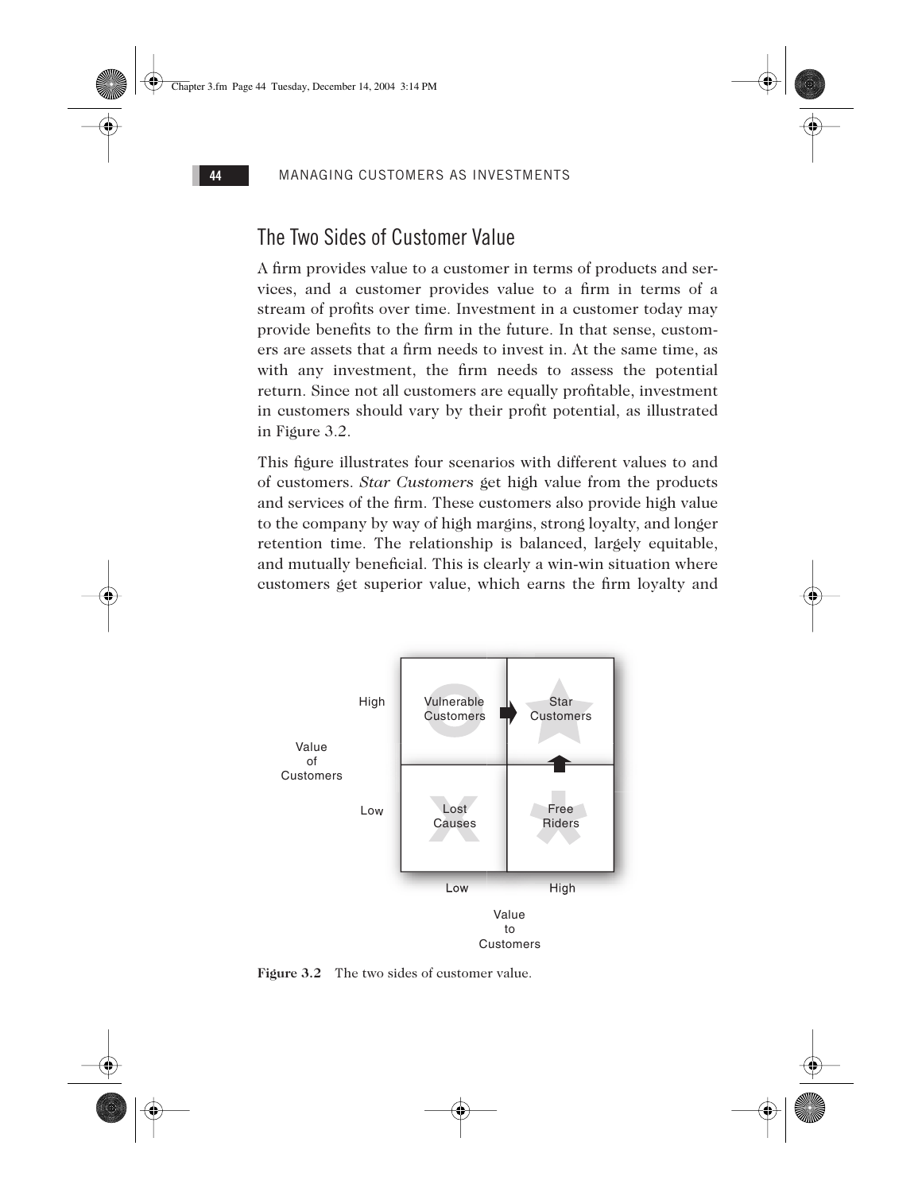## The Two Sides of Customer Value

A firm provides value to a customer in terms of products and services, and a customer provides value to a firm in terms of a stream of profits over time. Investment in a customer today may provide benefits to the firm in the future. In that sense, customers are assets that a firm needs to invest in. At the same time, as with any investment, the firm needs to assess the potential return. Since not all customers are equally profitable, investment in customers should vary by their profit potential, as illustrated in Figure 3.2.

This figure illustrates four scenarios with different values to and of customers. *Star Customers* get high value from the products and services of the firm. These customers also provide high value to the company by way of high margins, strong loyalty, and longer retention time. The relationship is balanced, largely equitable, and mutually beneficial. This is clearly a win-win situation where customers get superior value, which earns the firm loyalty and

| Value of Customers | Low (Value to Customers) | High (Value to Customers) |
|---|---|---|
| High | Vulnerable Customers → | Star Customers |
| Low | Lost Causes | Free Riders ↑ |

**Figure 3.2** The two sides of customer value.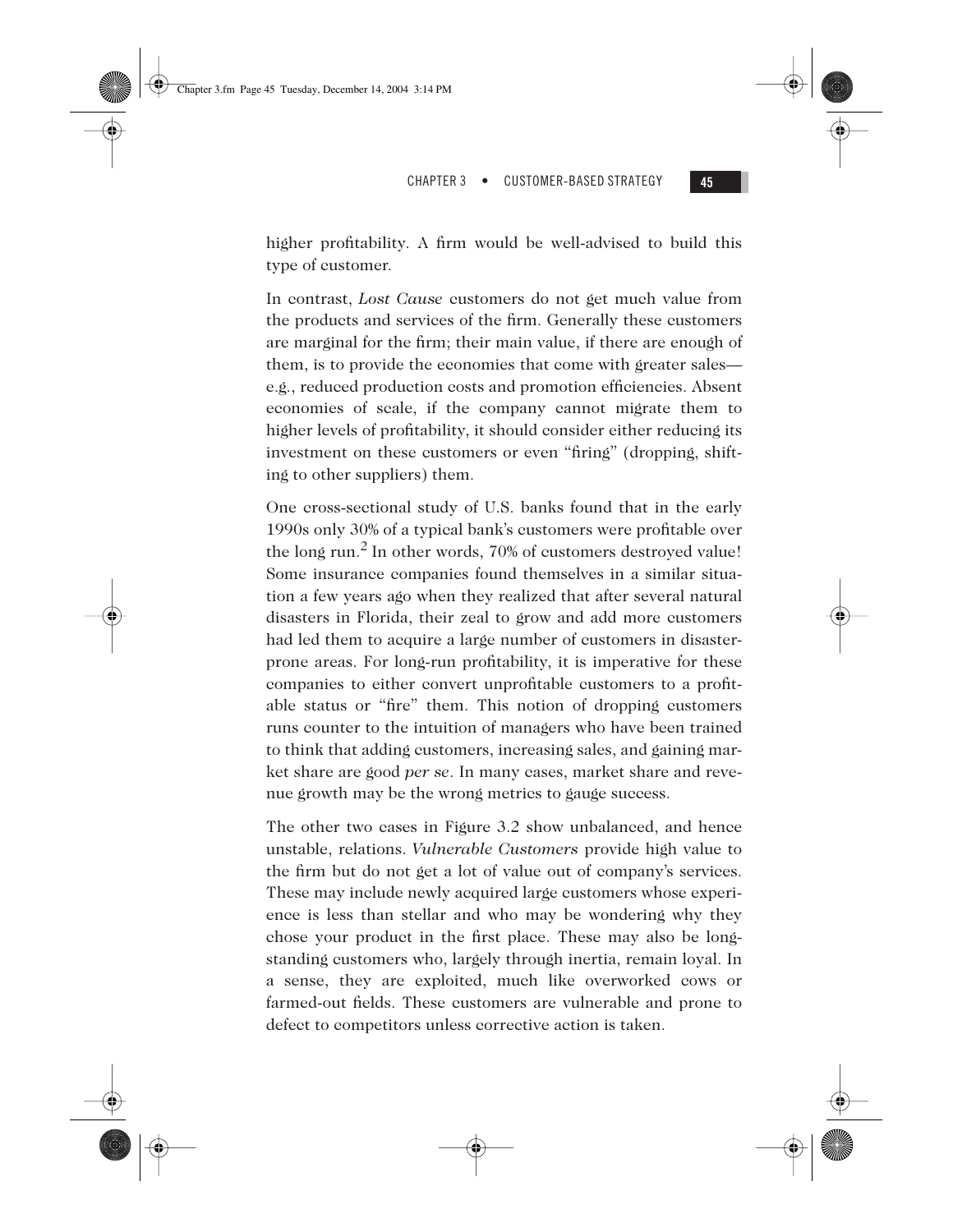higher profitability. A firm would be well-advised to build this type of customer.

In contrast, *Lost Cause* customers do not get much value from the products and services of the firm. Generally these customers are marginal for the firm; their main value, if there are enough of them, is to provide the economies that come with greater sales—e.g., reduced production costs and promotion efficiencies. Absent economies of scale, if the company cannot migrate them to higher levels of profitability, it should consider either reducing its investment on these customers or even "firing" (dropping, shifting to other suppliers) them.

One cross-sectional study of U.S. banks found that in the early 1990s only 30% of a typical bank's customers were profitable over the long run.[2] In other words, 70% of customers destroyed value! Some insurance companies found themselves in a similar situation a few years ago when they realized that after several natural disasters in Florida, their zeal to grow and add more customers had led them to acquire a large number of customers in disaster-prone areas. For long-run profitability, it is imperative for these companies to either convert unprofitable customers to a profitable status or "fire" them. This notion of dropping customers runs counter to the intuition of managers who have been trained to think that adding customers, increasing sales, and gaining market share are good *per se*. In many cases, market share and revenue growth may be the wrong metrics to gauge success.

The other two cases in Figure 3.2 show unbalanced, and hence unstable, relations. *Vulnerable Customers* provide high value to the firm but do not get a lot of value out of company's services. These may include newly acquired large customers whose experience is less than stellar and who may be wondering why they chose your product in the first place. These may also be long-standing customers who, largely through inertia, remain loyal. In a sense, they are exploited, much like overworked cows or farmed-out fields. These customers are vulnerable and prone to defect to competitors unless corrective action is taken.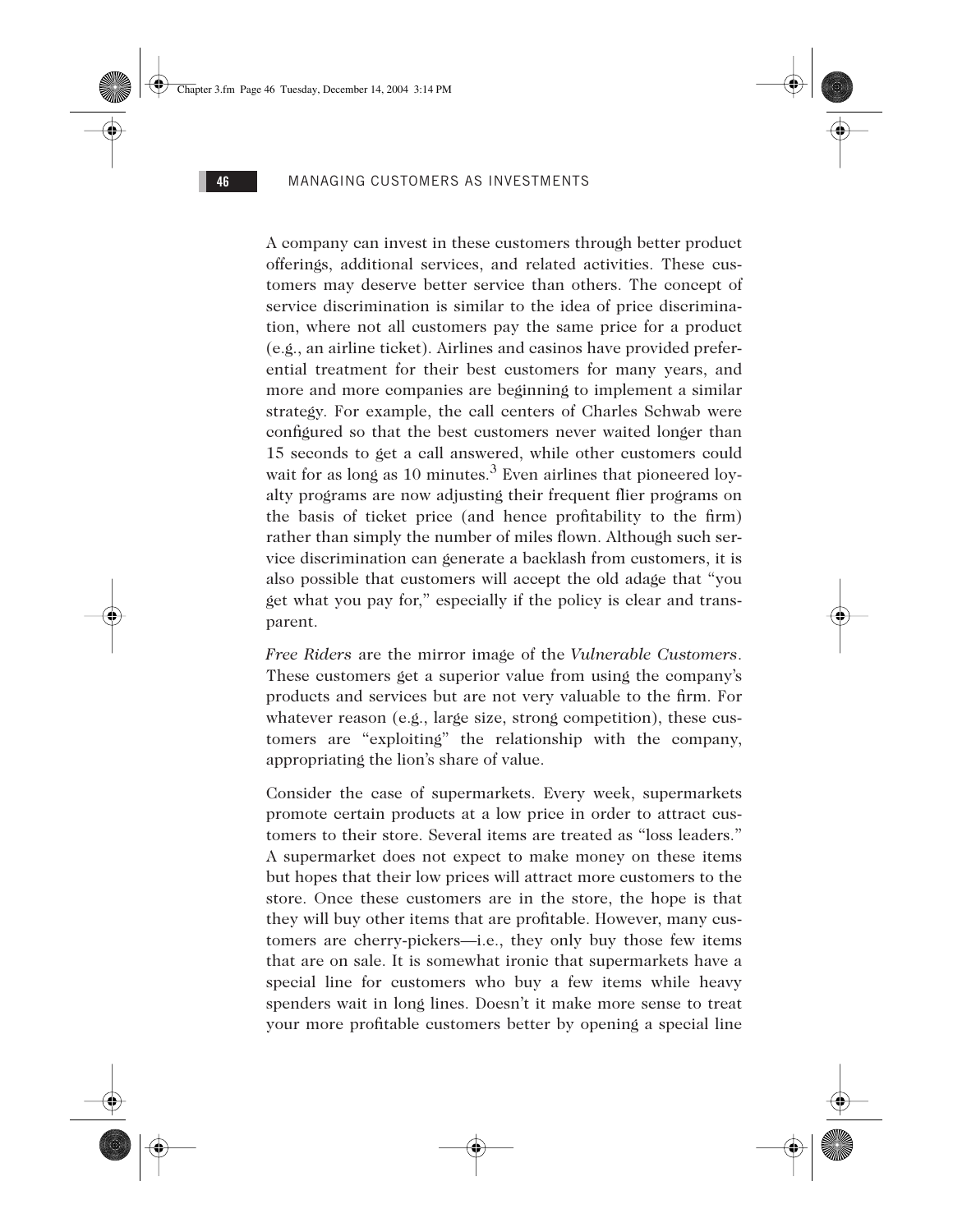A company can invest in these customers through better product offerings, additional services, and related activities. These customers may deserve better service than others. The concept of service discrimination is similar to the idea of price discrimination, where not all customers pay the same price for a product (e.g., an airline ticket). Airlines and casinos have provided preferential treatment for their best customers for many years, and more and more companies are beginning to implement a similar strategy. For example, the call centers of Charles Schwab were configured so that the best customers never waited longer than 15 seconds to get a call answered, while other customers could wait for as long as 10 minutes.[3] Even airlines that pioneered loyalty programs are now adjusting their frequent flier programs on the basis of ticket price (and hence profitability to the firm) rather than simply the number of miles flown. Although such service discrimination can generate a backlash from customers, it is also possible that customers will accept the old adage that "you get what you pay for," especially if the policy is clear and transparent.

*Free Riders* are the mirror image of the *Vulnerable Customers*. These customers get a superior value from using the company's products and services but are not very valuable to the firm. For whatever reason (e.g., large size, strong competition), these customers are "exploiting" the relationship with the company, appropriating the lion's share of value.

Consider the case of supermarkets. Every week, supermarkets promote certain products at a low price in order to attract customers to their store. Several items are treated as "loss leaders." A supermarket does not expect to make money on these items but hopes that their low prices will attract more customers to the store. Once these customers are in the store, the hope is that they will buy other items that are profitable. However, many customers are cherry-pickers—i.e., they only buy those few items that are on sale. It is somewhat ironic that supermarkets have a special line for customers who buy a few items while heavy spenders wait in long lines. Doesn't it make more sense to treat your more profitable customers better by opening a special line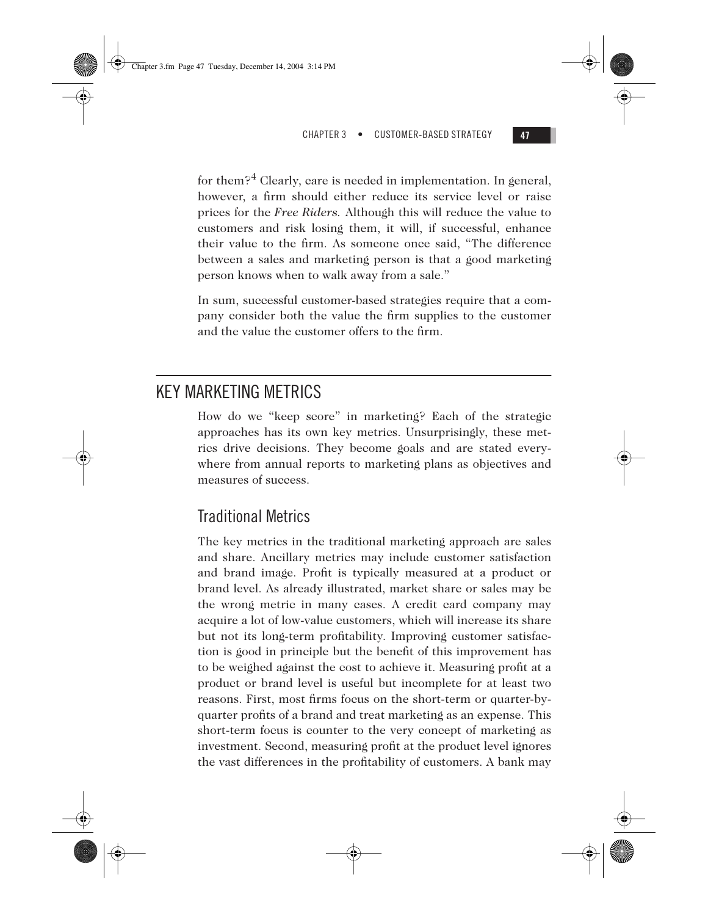for them?[4] Clearly, care is needed in implementation. In general, however, a firm should either reduce its service level or raise prices for the *Free Riders.* Although this will reduce the value to customers and risk losing them, it will, if successful, enhance their value to the firm. As someone once said, "The difference between a sales and marketing person is that a good marketing person knows when to walk away from a sale."

In sum, successful customer-based strategies require that a company consider both the value the firm supplies to the customer and the value the customer offers to the firm.

## KEY MARKETING METRICS

How do we "keep score" in marketing? Each of the strategic approaches has its own key metrics. Unsurprisingly, these metrics drive decisions. They become goals and are stated everywhere from annual reports to marketing plans as objectives and measures of success.

### Traditional Metrics

The key metrics in the traditional marketing approach are sales and share. Ancillary metrics may include customer satisfaction and brand image. Profit is typically measured at a product or brand level. As already illustrated, market share or sales may be the wrong metric in many cases. A credit card company may acquire a lot of low-value customers, which will increase its share but not its long-term profitability. Improving customer satisfaction is good in principle but the benefit of this improvement has to be weighed against the cost to achieve it. Measuring profit at a product or brand level is useful but incomplete for at least two reasons. First, most firms focus on the short-term or quarter-by-quarter profits of a brand and treat marketing as an expense. This short-term focus is counter to the very concept of marketing as investment. Second, measuring profit at the product level ignores the vast differences in the profitability of customers. A bank may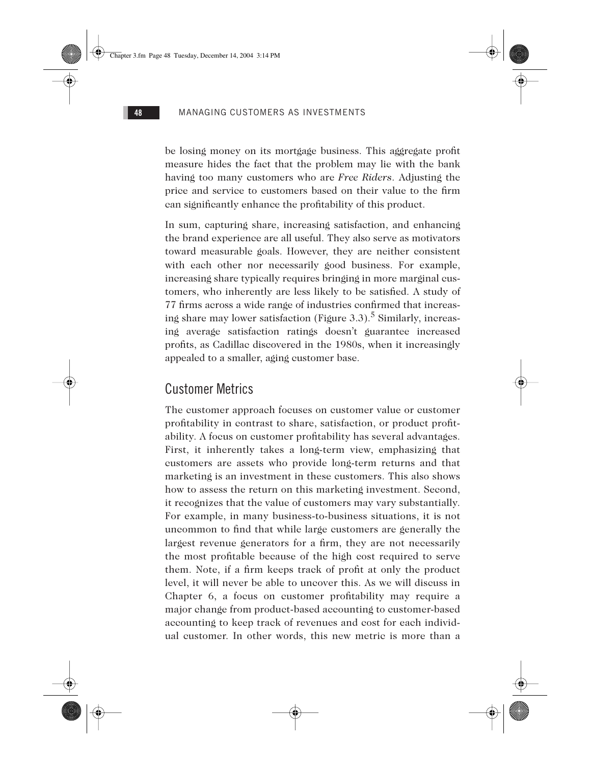be losing money on its mortgage business. This aggregate profit measure hides the fact that the problem may lie with the bank having too many customers who are *Free Riders*. Adjusting the price and service to customers based on their value to the firm can significantly enhance the profitability of this product.

In sum, capturing share, increasing satisfaction, and enhancing the brand experience are all useful. They also serve as motivators toward measurable goals. However, they are neither consistent with each other nor necessarily good business. For example, increasing share typically requires bringing in more marginal customers, who inherently are less likely to be satisfied. A study of 77 firms across a wide range of industries confirmed that increasing share may lower satisfaction (Figure 3.3).[5] Similarly, increasing average satisfaction ratings doesn't guarantee increased profits, as Cadillac discovered in the 1980s, when it increasingly appealed to a smaller, aging customer base.

## Customer Metrics

The customer approach focuses on customer value or customer profitability in contrast to share, satisfaction, or product profitability. A focus on customer profitability has several advantages. First, it inherently takes a long-term view, emphasizing that customers are assets who provide long-term returns and that marketing is an investment in these customers. This also shows how to assess the return on this marketing investment. Second, it recognizes that the value of customers may vary substantially. For example, in many business-to-business situations, it is not uncommon to find that while large customers are generally the largest revenue generators for a firm, they are not necessarily the most profitable because of the high cost required to serve them. Note, if a firm keeps track of profit at only the product level, it will never be able to uncover this. As we will discuss in Chapter 6, a focus on customer profitability may require a major change from product-based accounting to customer-based accounting to keep track of revenues and cost for each individual customer. In other words, this new metric is more than a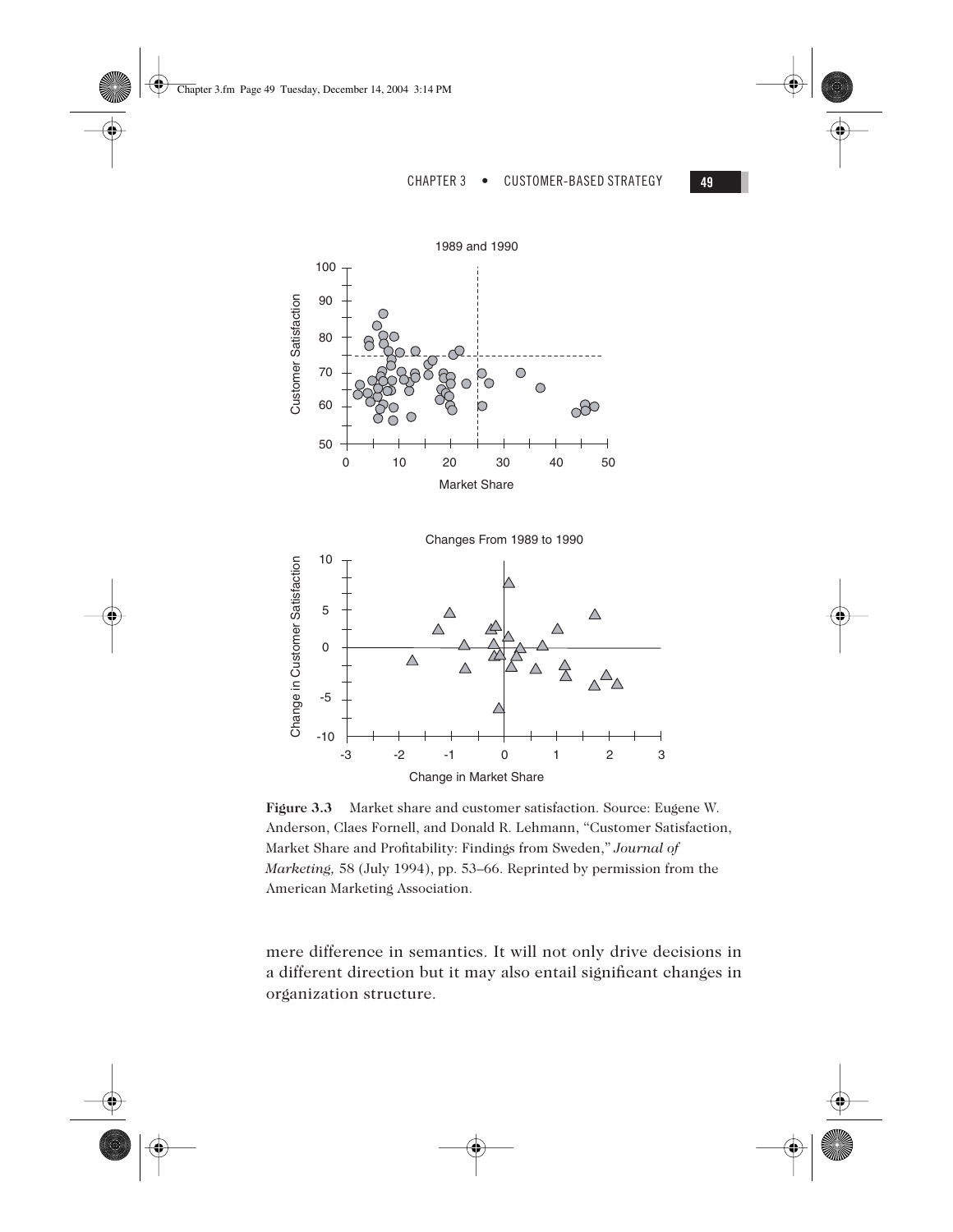**Figure 3.3** Market share and customer satisfaction. Source: Eugene W. Anderson, Claes Fornell, and Donald R. Lehmann, "Customer Satisfaction, Market Share and Profitability: Findings from Sweden," *Journal of Marketing,* 58 (July 1994), pp. 53–66. Reprinted by permission from the American Marketing Association.

mere difference in semantics. It will not only drive decisions in a different direction but it may also entail significant changes in organization structure.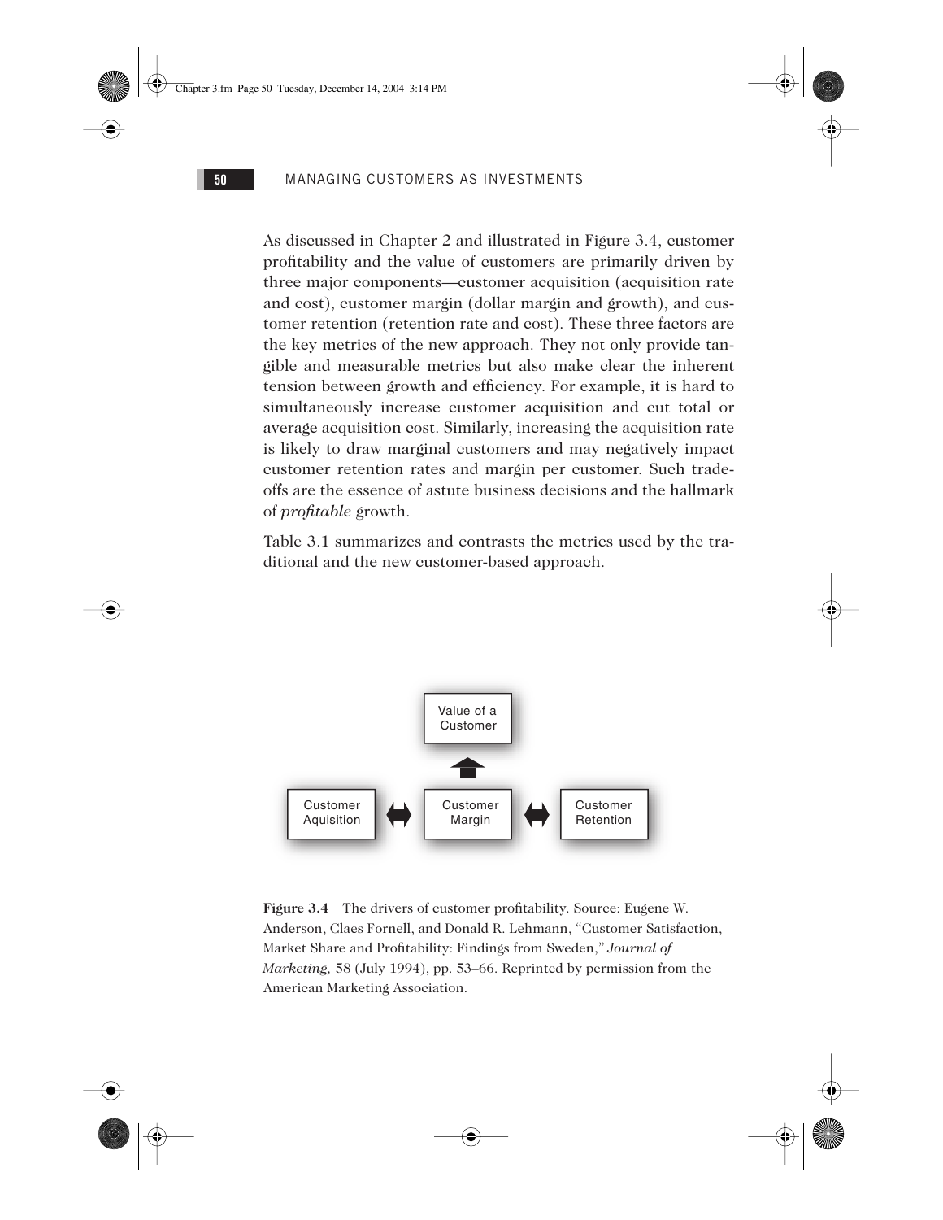As discussed in Chapter 2 and illustrated in Figure 3.4, customer profitability and the value of customers are primarily driven by three major components—customer acquisition (acquisition rate and cost), customer margin (dollar margin and growth), and customer retention (retention rate and cost). These three factors are the key metrics of the new approach. They not only provide tangible and measurable metrics but also make clear the inherent tension between growth and efficiency. For example, it is hard to simultaneously increase customer acquisition and cut total or average acquisition cost. Similarly, increasing the acquisition rate is likely to draw marginal customers and may negatively impact customer retention rates and margin per customer. Such trade-offs are the essence of astute business decisions and the hallmark of *profitable* growth.

Table 3.1 summarizes and contrasts the metrics used by the traditional and the new customer-based approach.

Value of a Customer

Customer Aquisition ↔ Customer Margin ↔ Customer Retention

**Figure 3.4** The drivers of customer profitability. Source: Eugene W. Anderson, Claes Fornell, and Donald R. Lehmann, "Customer Satisfaction, Market Share and Profitability: Findings from Sweden," *Journal of Marketing,* 58 (July 1994), pp. 53–66. Reprinted by permission from the American Marketing Association.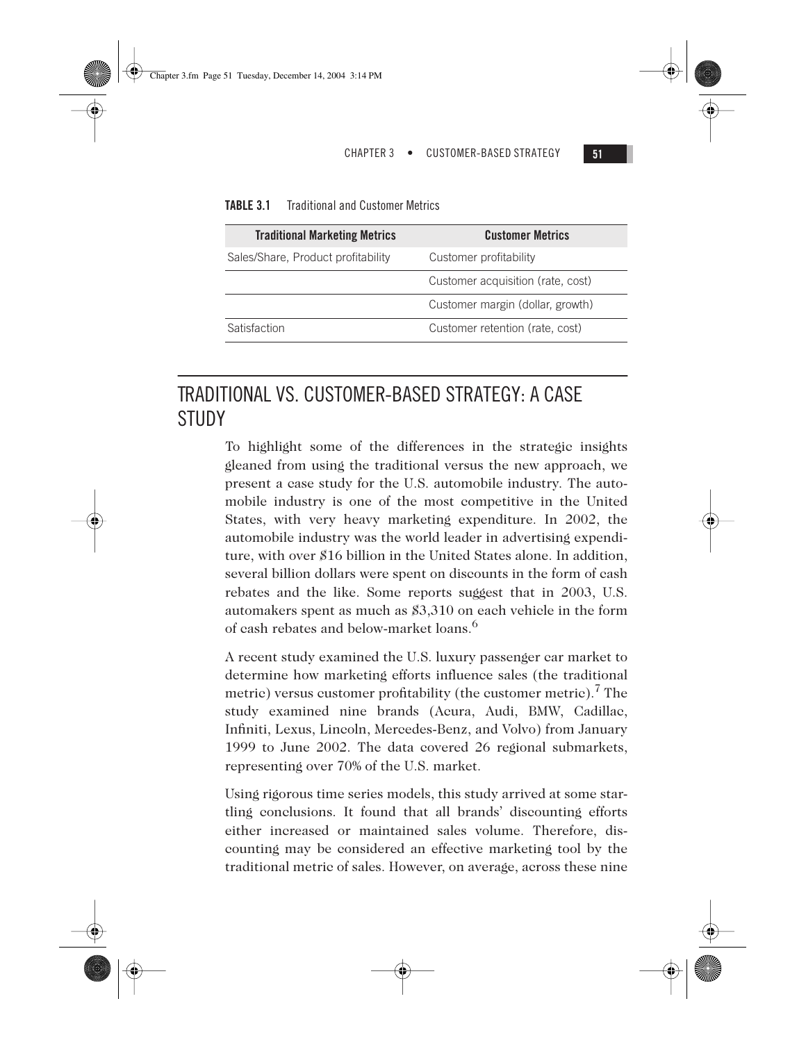**TABLE 3.1** Traditional and Customer Metrics

| Traditional Marketing Metrics | Customer Metrics |
|---|---|
| Sales/Share, Product profitability | Customer profitability |
| | Customer acquisition (rate, cost) |
| | Customer margin (dollar, growth) |
| Satisfaction | Customer retention (rate, cost) |

## TRADITIONAL VS. CUSTOMER-BASED STRATEGY: A CASE STUDY

To highlight some of the differences in the strategic insights gleaned from using the traditional versus the new approach, we present a case study for the U.S. automobile industry. The automobile industry is one of the most competitive in the United States, with very heavy marketing expenditure. In 2002, the automobile industry was the world leader in advertising expenditure, with over $16 billion in the United States alone. In addition, several billion dollars were spent on discounts in the form of cash rebates and the like. Some reports suggest that in 2003, U.S. automakers spent as much as $3,310 on each vehicle in the form of cash rebates and below-market loans.[6]

A recent study examined the U.S. luxury passenger car market to determine how marketing efforts influence sales (the traditional metric) versus customer profitability (the customer metric).[7] The study examined nine brands (Acura, Audi, BMW, Cadillac, Infiniti, Lexus, Lincoln, Mercedes-Benz, and Volvo) from January 1999 to June 2002. The data covered 26 regional submarkets, representing over 70% of the U.S. market.

Using rigorous time series models, this study arrived at some startling conclusions. It found that all brands' discounting efforts either increased or maintained sales volume. Therefore, discounting may be considered an effective marketing tool by the traditional metric of sales. However, on average, across these nine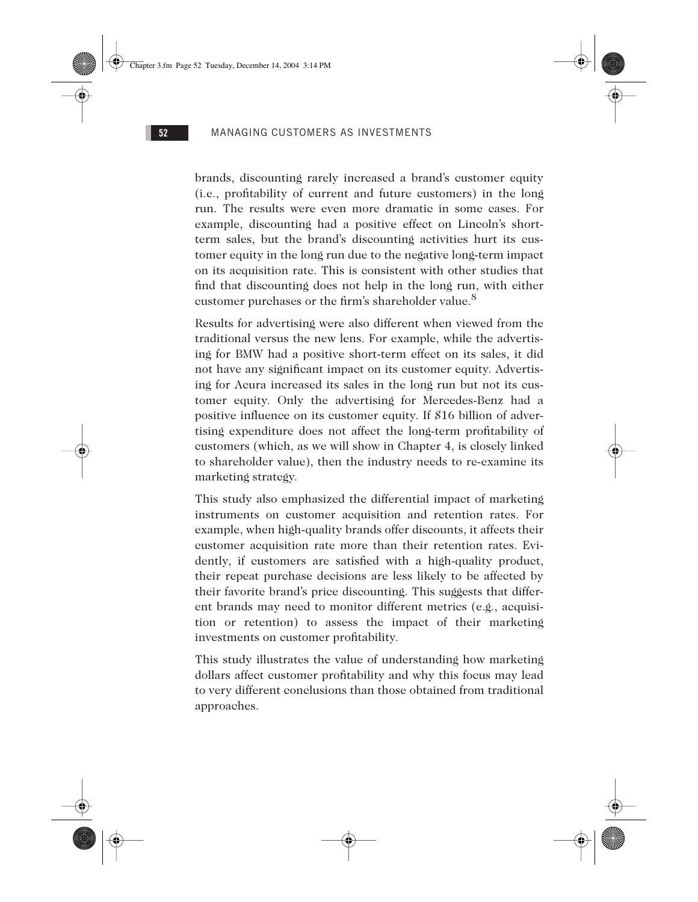brands, discounting rarely increased a brand's customer equity (i.e., profitability of current and future customers) in the long run. The results were even more dramatic in some cases. For example, discounting had a positive effect on Lincoln's short-term sales, but the brand's discounting activities hurt its customer equity in the long run due to the negative long-term impact on its acquisition rate. This is consistent with other studies that find that discounting does not help in the long run, with either customer purchases or the firm's shareholder value.[8]

Results for advertising were also different when viewed from the traditional versus the new lens. For example, while the advertising for BMW had a positive short-term effect on its sales, it did not have any significant impact on its customer equity. Advertising for Acura increased its sales in the long run but not its customer equity. Only the advertising for Mercedes-Benz had a positive influence on its customer equity. If $16 billion of advertising expenditure does not affect the long-term profitability of customers (which, as we will show in Chapter 4, is closely linked to shareholder value), then the industry needs to re-examine its marketing strategy.

This study also emphasized the differential impact of marketing instruments on customer acquisition and retention rates. For example, when high-quality brands offer discounts, it affects their customer acquisition rate more than their retention rates. Evidently, if customers are satisfied with a high-quality product, their repeat purchase decisions are less likely to be affected by their favorite brand's price discounting. This suggests that different brands may need to monitor different metrics (e.g., acquisition or retention) to assess the impact of their marketing investments on customer profitability.

This study illustrates the value of understanding how marketing dollars affect customer profitability and why this focus may lead to very different conclusions than those obtained from traditional approaches.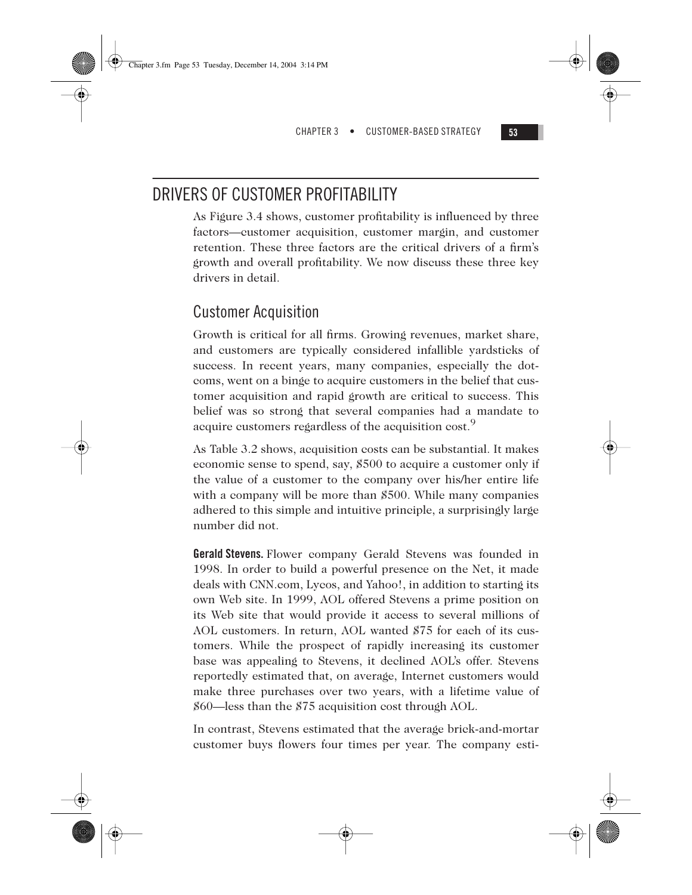## DRIVERS OF CUSTOMER PROFITABILITY

As Figure 3.4 shows, customer profitability is influenced by three factors—customer acquisition, customer margin, and customer retention. These three factors are the critical drivers of a firm's growth and overall profitability. We now discuss these three key drivers in detail.

### Customer Acquisition

Growth is critical for all firms. Growing revenues, market share, and customers are typically considered infallible yardsticks of success. In recent years, many companies, especially the dot-coms, went on a binge to acquire customers in the belief that customer acquisition and rapid growth are critical to success. This belief was so strong that several companies had a mandate to acquire customers regardless of the acquisition cost.[9]

As Table 3.2 shows, acquisition costs can be substantial. It makes economic sense to spend, say, $500 to acquire a customer only if the value of a customer to the company over his/her entire life with a company will be more than $500. While many companies adhered to this simple and intuitive principle, a surprisingly large number did not.

**Gerald Stevens.** Flower company Gerald Stevens was founded in 1998. In order to build a powerful presence on the Net, it made deals with CNN.com, Lycos, and Yahoo!, in addition to starting its own Web site. In 1999, AOL offered Stevens a prime position on its Web site that would provide it access to several millions of AOL customers. In return, AOL wanted $75 for each of its customers. While the prospect of rapidly increasing its customer base was appealing to Stevens, it declined AOL's offer. Stevens reportedly estimated that, on average, Internet customers would make three purchases over two years, with a lifetime value of $60—less than the $75 acquisition cost through AOL.

In contrast, Stevens estimated that the average brick-and-mortar customer buys flowers four times per year. The company esti-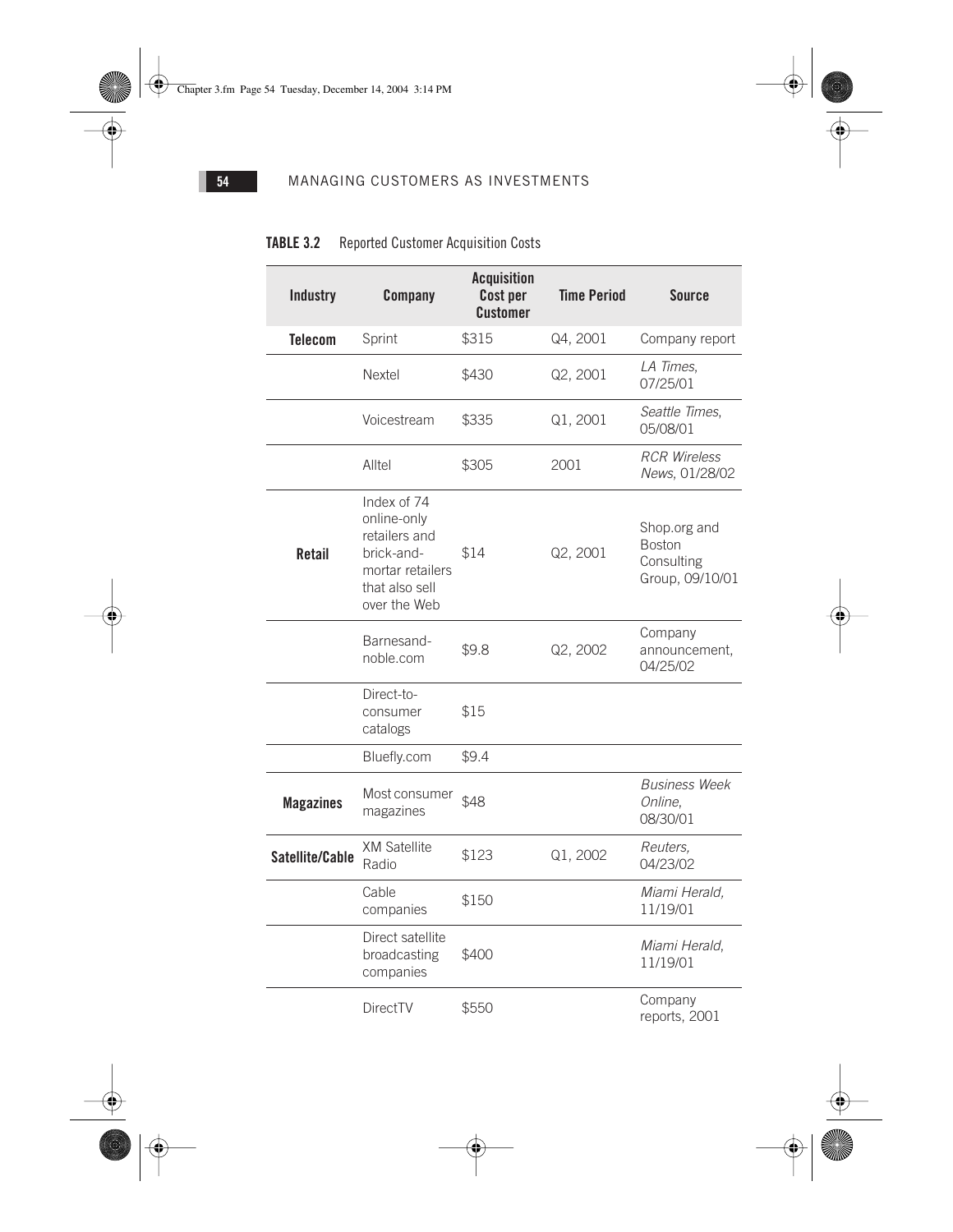**TABLE 3.2** Reported Customer Acquisition Costs

| Industry | Company | Acquisition Cost per Customer | Time Period | Source |
|---|---|---|---|---|
| **Telecom** | Sprint | $315 | Q4, 2001 | Company report |
| | Nextel | $430 | Q2, 2001 | *LA Times*, 07/25/01 |
| | Voicestream | $335 | Q1, 2001 | *Seattle Times*, 05/08/01 |
| | Alltel | $305 | 2001 | *RCR Wireless News*, 01/28/02 |
| **Retail** | Index of 74 online-only retailers and brick-and-mortar retailers that also sell over the Web | $14 | Q2, 2001 | Shop.org and Boston Consulting Group, 09/10/01 |
| | Barnesandnoble.com | $9.8 | Q2, 2002 | Company announcement, 04/25/02 |
| | Direct-to-consumer catalogs | $15 | | |
| | Bluefly.com | $9.4 | | |
| **Magazines** | Most consumer magazines | $48 | | *Business Week Online*, 08/30/01 |
| **Satellite/Cable** | XM Satellite Radio | $123 | Q1, 2002 | *Reuters*, 04/23/02 |
| | Cable companies | $150 | | *Miami Herald*, 11/19/01 |
| | Direct satellite broadcasting companies | $400 | | *Miami Herald*, 11/19/01 |
| | DirectTV | $550 | | Company reports, 2001 |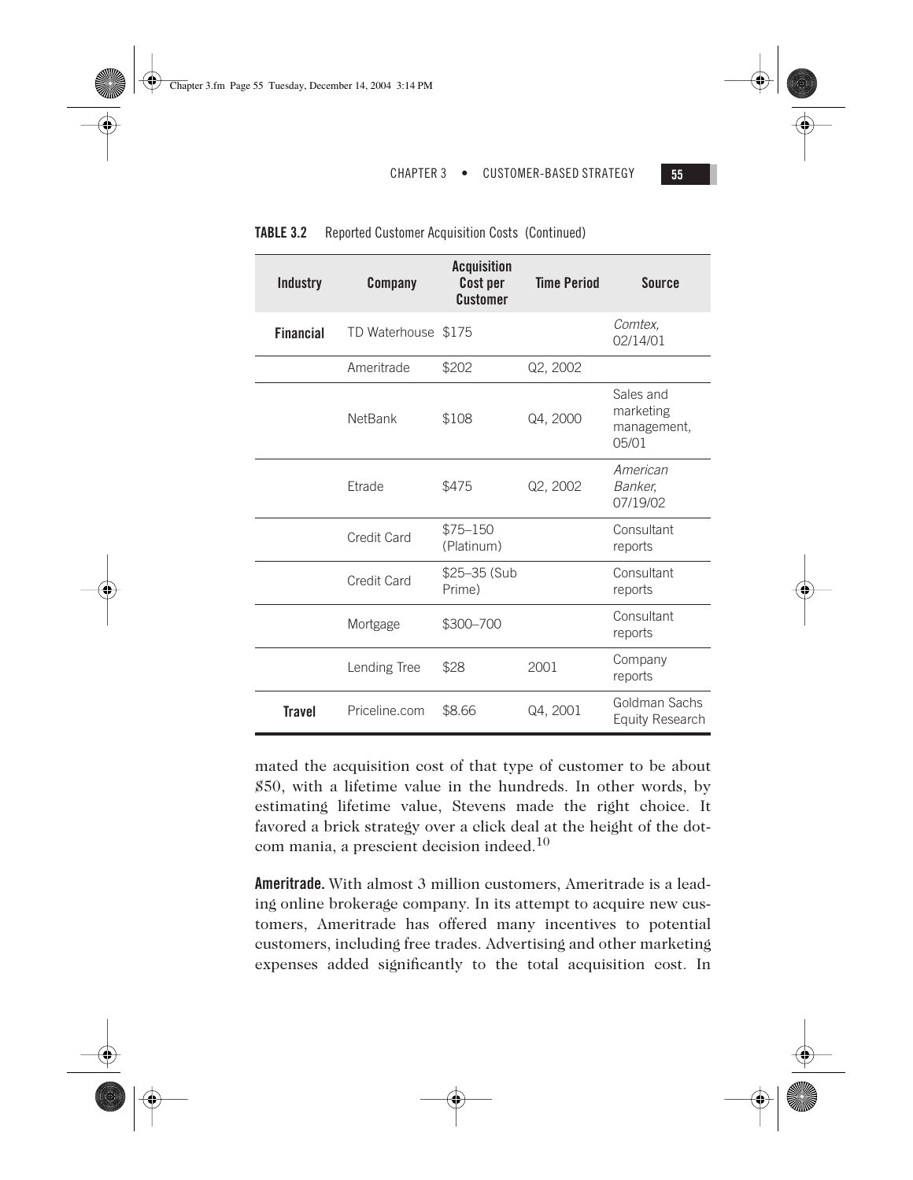**TABLE 3.2** Reported Customer Acquisition Costs (Continued)

| Industry | Company | Acquisition Cost per Customer | Time Period | Source |
|---|---|---|---|---|
| **Financial** | TD Waterhouse | $175 | | *Comtex,* 02/14/01 |
| | Ameritrade | $202 | Q2, 2002 | |
| | NetBank | $108 | Q4, 2000 | Sales and marketing management, 05/01 |
| | Etrade | $475 | Q2, 2002 | *American Banker,* 07/19/02 |
| | Credit Card | $75–150 (Platinum) | | Consultant reports |
| | Credit Card | $25–35 (Sub Prime) | | Consultant reports |
| | Mortgage | $300–700 | | Consultant reports |
| | Lending Tree | $28 | 2001 | Company reports |
| **Travel** | Priceline.com | $8.66 | Q4, 2001 | Goldman Sachs Equity Research |

mated the acquisition cost of that type of customer to be about $50, with a lifetime value in the hundreds. In other words, by estimating lifetime value, Stevens made the right choice. It favored a brick strategy over a click deal at the height of the dot-com mania, a prescient decision indeed.[10]

**Ameritrade.** With almost 3 million customers, Ameritrade is a leading online brokerage company. In its attempt to acquire new customers, Ameritrade has offered many incentives to potential customers, including free trades. Advertising and other marketing expenses added significantly to the total acquisition cost. In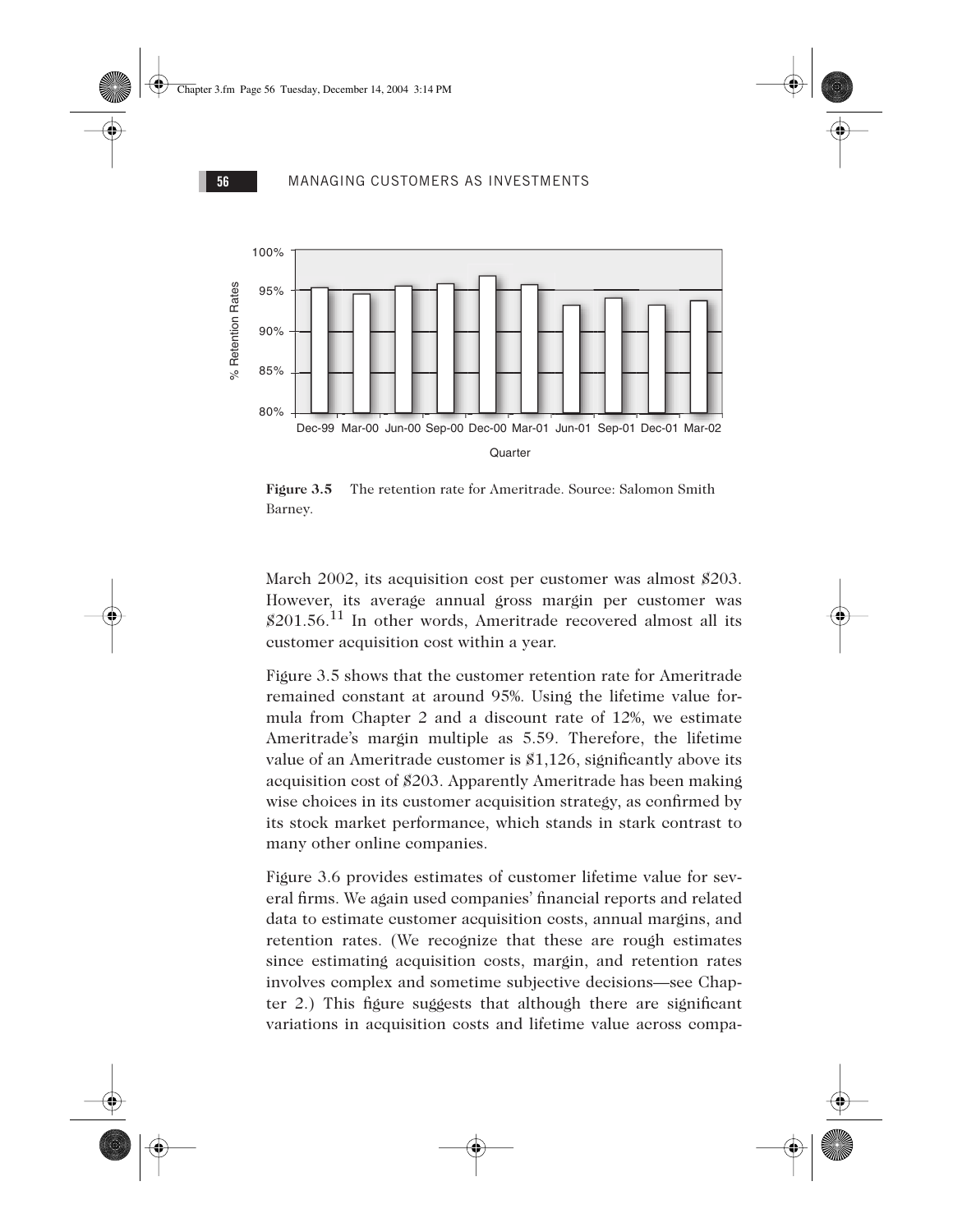**Figure 3.5** The retention rate for Ameritrade. Source: Salomon Smith Barney.

March 2002, its acquisition cost per customer was almost $203. However, its average annual gross margin per customer was $201.56.[11] In other words, Ameritrade recovered almost all its customer acquisition cost within a year.

Figure 3.5 shows that the customer retention rate for Ameritrade remained constant at around 95%. Using the lifetime value formula from Chapter 2 and a discount rate of 12%, we estimate Ameritrade's margin multiple as 5.59. Therefore, the lifetime value of an Ameritrade customer is $1,126, significantly above its acquisition cost of $203. Apparently Ameritrade has been making wise choices in its customer acquisition strategy, as confirmed by its stock market performance, which stands in stark contrast to many other online companies.

Figure 3.6 provides estimates of customer lifetime value for several firms. We again used companies' financial reports and related data to estimate customer acquisition costs, annual margins, and retention rates. (We recognize that these are rough estimates since estimating acquisition costs, margin, and retention rates involves complex and sometime subjective decisions—see Chapter 2.) This figure suggests that although there are significant variations in acquisition costs and lifetime value across compa-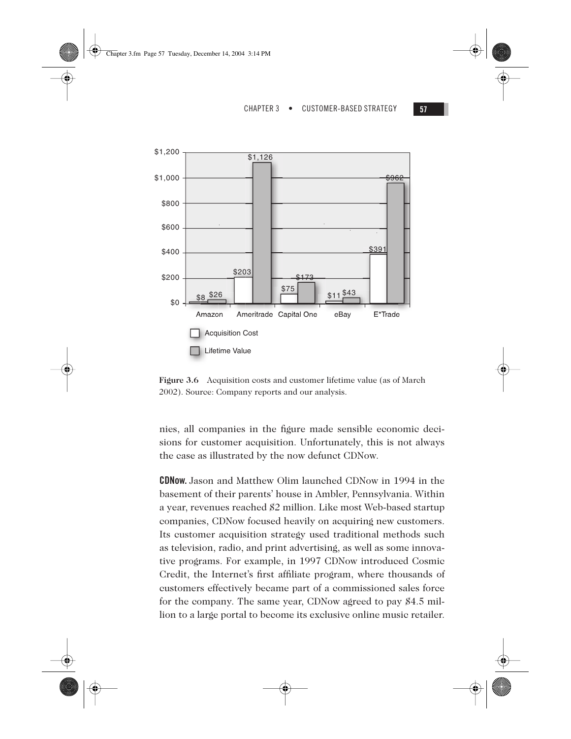| | Acquisition Cost | Lifetime Value |
|---|---|---|
| Amazon | $8 | $26 |
| Ameritrade | $203 | $1,126 |
| Capital One | $75 | $173 |
| eBay | $11 | $43 |
| E*Trade | $391 | $962 |

**Figure 3.6** Acquisition costs and customer lifetime value (as of March 2002). Source: Company reports and our analysis.

nies, all companies in the figure made sensible economic decisions for customer acquisition. Unfortunately, this is not always the case as illustrated by the now defunct CDNow.

**CDNow.** Jason and Matthew Olim launched CDNow in 1994 in the basement of their parents' house in Ambler, Pennsylvania. Within a year, revenues reached $2 million. Like most Web-based startup companies, CDNow focused heavily on acquiring new customers. Its customer acquisition strategy used traditional methods such as television, radio, and print advertising, as well as some innovative programs. For example, in 1997 CDNow introduced Cosmic Credit, the Internet's first affiliate program, where thousands of customers effectively became part of a commissioned sales force for the company. The same year, CDNow agreed to pay $4.5 million to a large portal to become its exclusive online music retailer.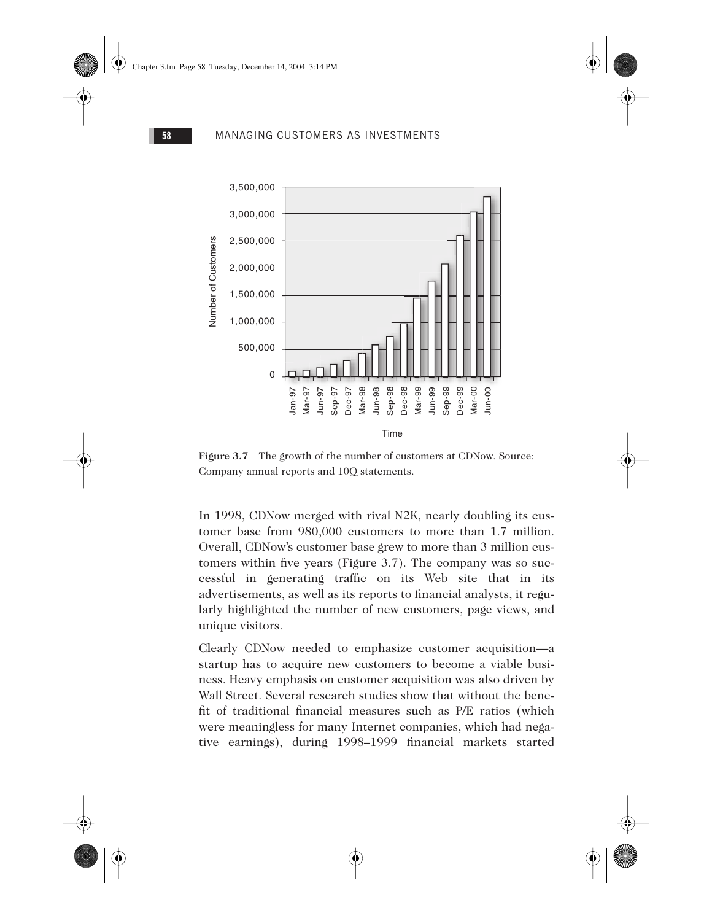**Figure 3.7** The growth of the number of customers at CDNow. Source: Company annual reports and 10Q statements.

In 1998, CDNow merged with rival N2K, nearly doubling its customer base from 980,000 customers to more than 1.7 million. Overall, CDNow's customer base grew to more than 3 million customers within five years (Figure 3.7). The company was so successful in generating traffic on its Web site that in its advertisements, as well as its reports to financial analysts, it regularly highlighted the number of new customers, page views, and unique visitors.

Clearly CDNow needed to emphasize customer acquisition—a startup has to acquire new customers to become a viable business. Heavy emphasis on customer acquisition was also driven by Wall Street. Several research studies show that without the benefit of traditional financial measures such as P/E ratios (which were meaningless for many Internet companies, which had negative earnings), during 1998–1999 financial markets started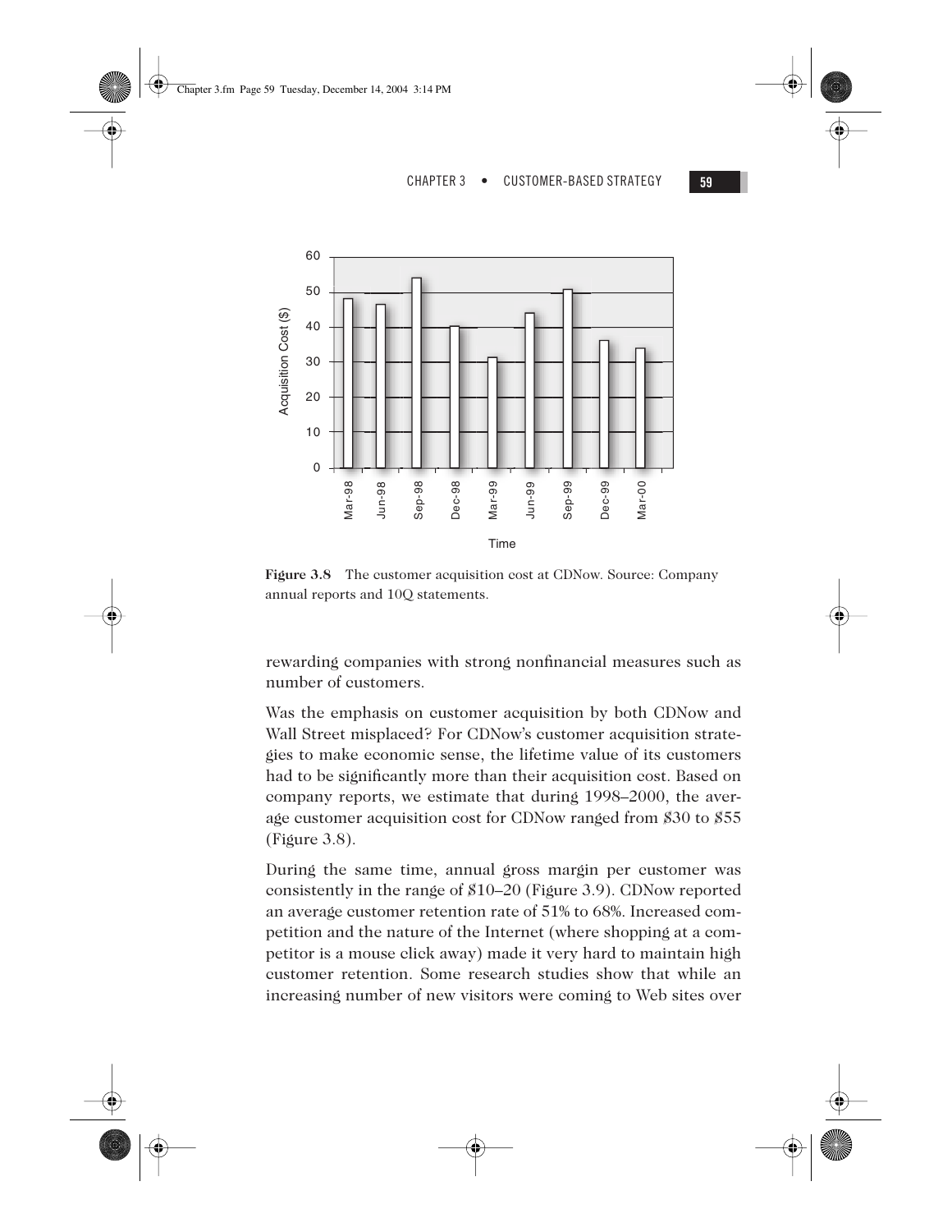Figure 3.8 The customer acquisition cost at CDNow. Source: Company annual reports and 10Q statements.

rewarding companies with strong nonfinancial measures such as number of customers.

Was the emphasis on customer acquisition by both CDNow and Wall Street misplaced? For CDNow's customer acquisition strategies to make economic sense, the lifetime value of its customers had to be significantly more than their acquisition cost. Based on company reports, we estimate that during 1998–2000, the average customer acquisition cost for CDNow ranged from $30 to $55 (Figure 3.8).

During the same time, annual gross margin per customer was consistently in the range of $10–20 (Figure 3.9). CDNow reported an average customer retention rate of 51% to 68%. Increased competition and the nature of the Internet (where shopping at a competitor is a mouse click away) made it very hard to maintain high customer retention. Some research studies show that while an increasing number of new visitors were coming to Web sites over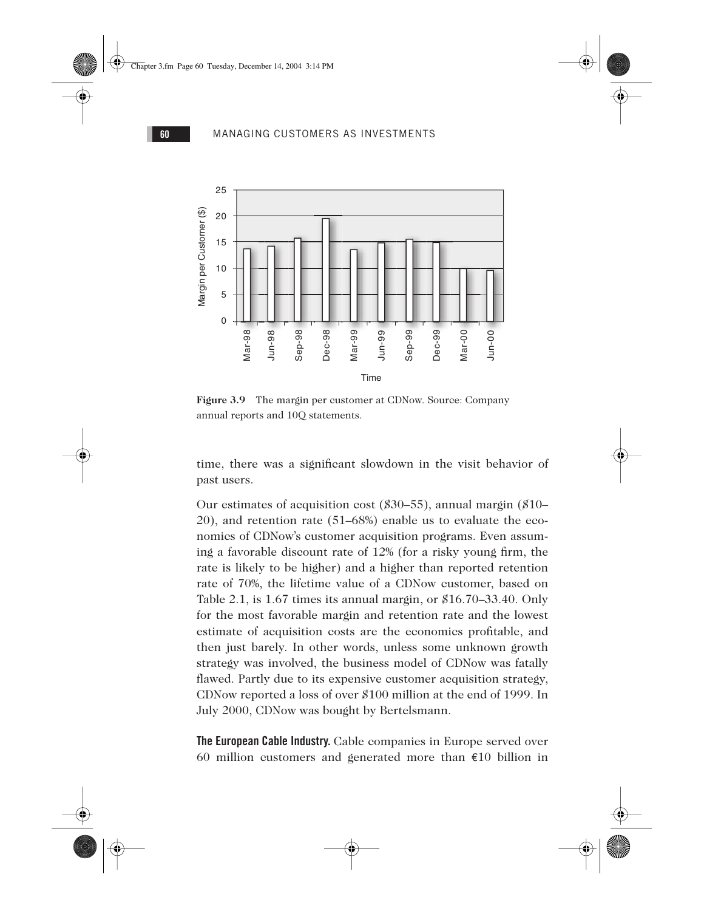**Figure 3.9** The margin per customer at CDNow. Source: Company annual reports and 10Q statements.

time, there was a significant slowdown in the visit behavior of past users.

Our estimates of acquisition cost ($30–55), annual margin ($10–20), and retention rate (51–68%) enable us to evaluate the economics of CDNow's customer acquisition programs. Even assuming a favorable discount rate of 12% (for a risky young firm, the rate is likely to be higher) and a higher than reported retention rate of 70%, the lifetime value of a CDNow customer, based on Table 2.1, is 1.67 times its annual margin, or $16.70–33.40. Only for the most favorable margin and retention rate and the lowest estimate of acquisition costs are the economics profitable, and then just barely. In other words, unless some unknown growth strategy was involved, the business model of CDNow was fatally flawed. Partly due to its expensive customer acquisition strategy, CDNow reported a loss of over $100 million at the end of 1999. In July 2000, CDNow was bought by Bertelsmann.

**The European Cable Industry.** Cable companies in Europe served over 60 million customers and generated more than €10 billion in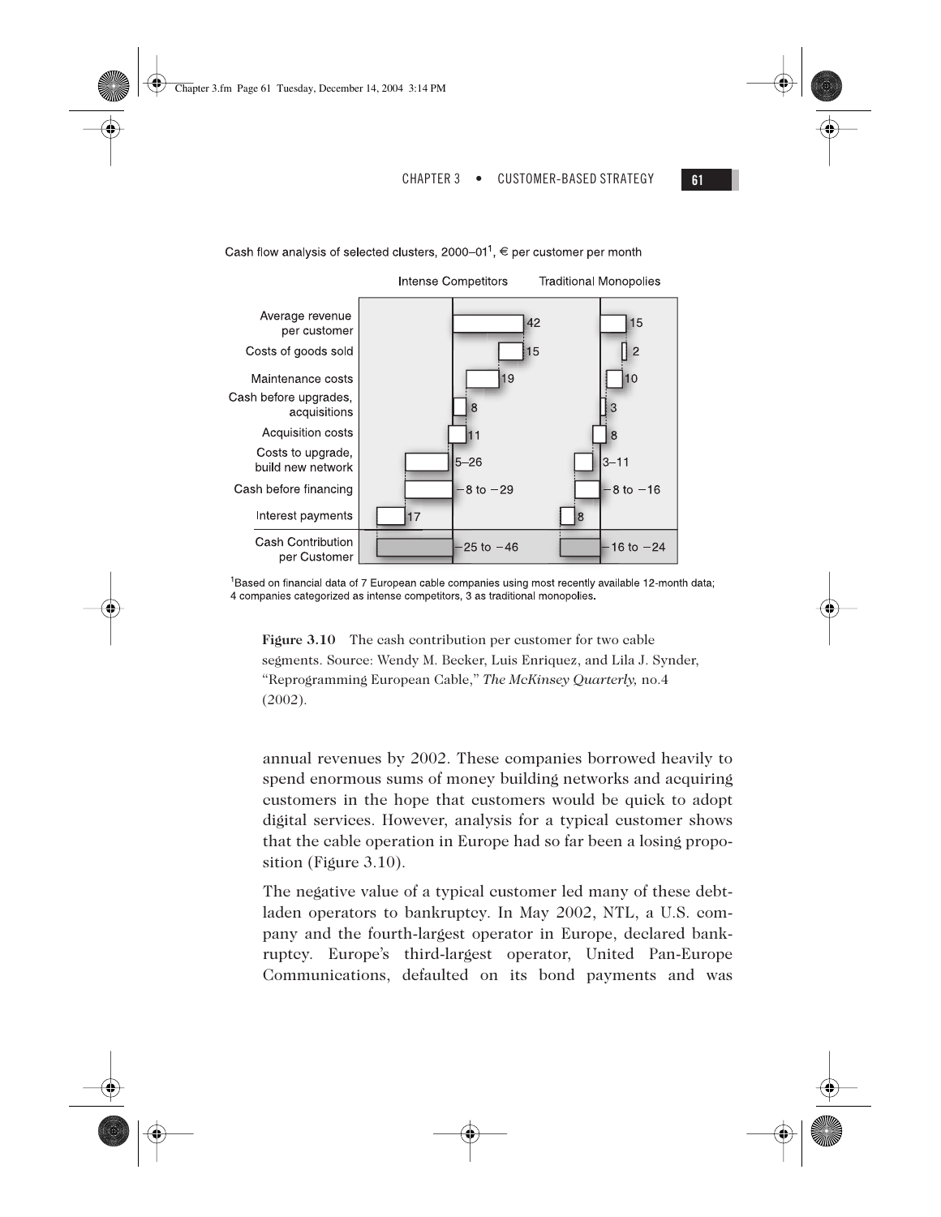Cash flow analysis of selected clusters, 2000–01[1], € per customer per month

| | Intense Competitors | Traditional Monopolies |
|---|---|---|
| Average revenue per customer | 42 | 15 |
| Costs of goods sold | 15 | 2 |
| Maintenance costs | 19 | 10 |
| Cash before upgrades, acquisitions | 8 | 3 |
| Acquisition costs | 11 | 8 |
| Costs to upgrade, build new network | 5–26 | 3–11 |
| Cash before financing | −8 to −29 | −8 to −16 |
| Interest payments | 17 | 8 |
| Cash Contribution per Customer | −25 to −46 | −16 to −24 |

[1]Based on financial data of 7 European cable companies using most recently available 12-month data; 4 companies categorized as intense competitors, 3 as traditional monopolies.

**Figure 3.10** The cash contribution per customer for two cable segments. Source: Wendy M. Becker, Luis Enriquez, and Lila J. Synder, "Reprogramming European Cable," *The McKinsey Quarterly,* no.4 (2002).

annual revenues by 2002. These companies borrowed heavily to spend enormous sums of money building networks and acquiring customers in the hope that customers would be quick to adopt digital services. However, analysis for a typical customer shows that the cable operation in Europe had so far been a losing proposition (Figure 3.10).

The negative value of a typical customer led many of these debt-laden operators to bankruptcy. In May 2002, NTL, a U.S. company and the fourth-largest operator in Europe, declared bankruptcy. Europe's third-largest operator, United Pan-Europe Communications, defaulted on its bond payments and was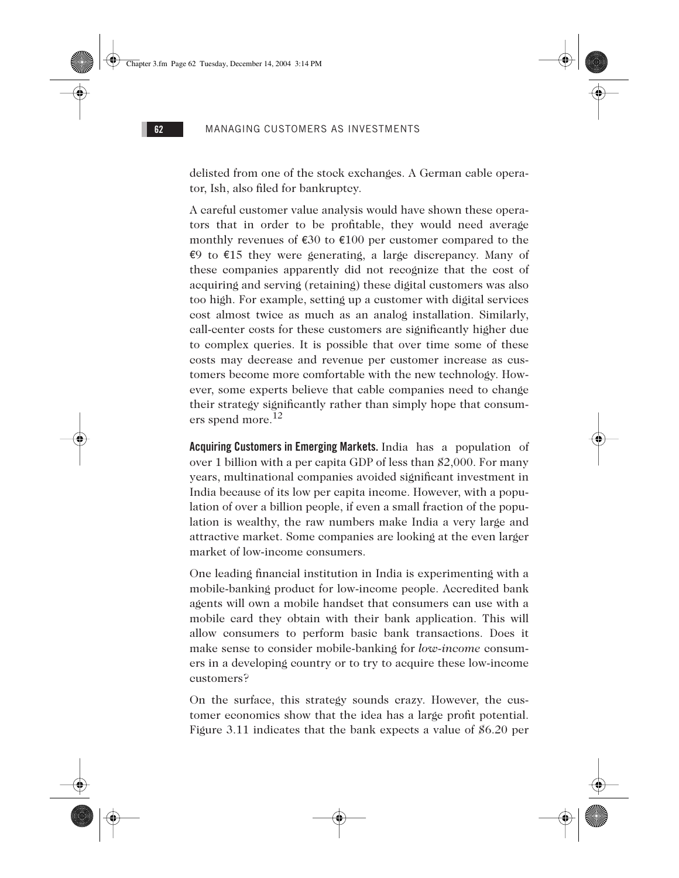delisted from one of the stock exchanges. A German cable operator, Ish, also filed for bankruptcy.

A careful customer value analysis would have shown these operators that in order to be profitable, they would need average monthly revenues of €30 to €100 per customer compared to the €9 to €15 they were generating, a large discrepancy. Many of these companies apparently did not recognize that the cost of acquiring and serving (retaining) these digital customers was also too high. For example, setting up a customer with digital services cost almost twice as much as an analog installation. Similarly, call-center costs for these customers are significantly higher due to complex queries. It is possible that over time some of these costs may decrease and revenue per customer increase as customers become more comfortable with the new technology. However, some experts believe that cable companies need to change their strategy significantly rather than simply hope that consumers spend more.[12]

**Acquiring Customers in Emerging Markets.** India has a population of over 1 billion with a per capita GDP of less than $2,000. For many years, multinational companies avoided significant investment in India because of its low per capita income. However, with a population of over a billion people, if even a small fraction of the population is wealthy, the raw numbers make India a very large and attractive market. Some companies are looking at the even larger market of low-income consumers.

One leading financial institution in India is experimenting with a mobile-banking product for low-income people. Accredited bank agents will own a mobile handset that consumers can use with a mobile card they obtain with their bank application. This will allow consumers to perform basic bank transactions. Does it make sense to consider mobile-banking for *low-income* consumers in a developing country or to try to acquire these low-income customers?

On the surface, this strategy sounds crazy. However, the customer economics show that the idea has a large profit potential. Figure 3.11 indicates that the bank expects a value of $6.20 per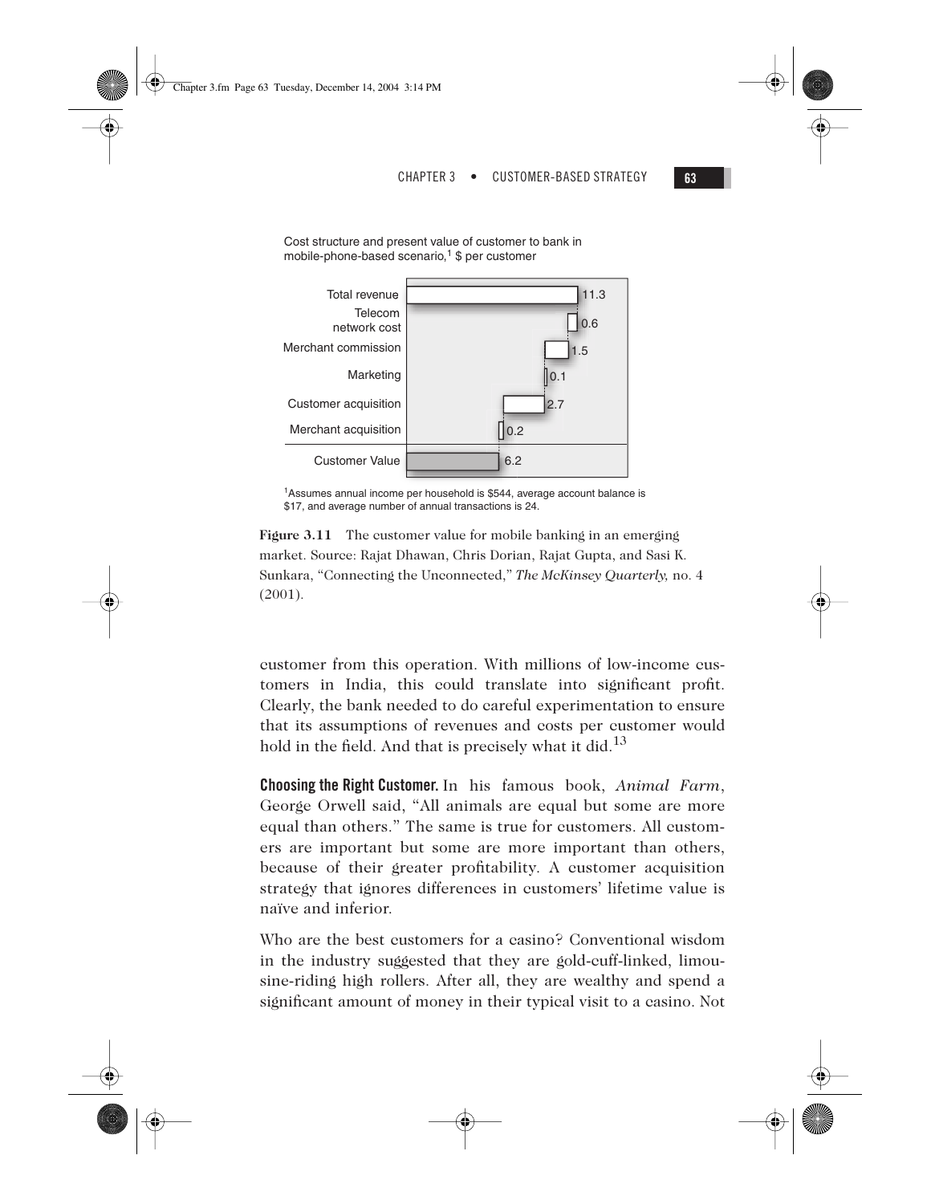Cost structure and present value of customer to bank in mobile-phone-based scenario,[1] $ per customer

| Item | $ per customer |
| --- | --- |
| Total revenue | 11.3 |
| Telecom network cost | 0.6 |
| Merchant commission | 1.5 |
| Marketing | 0.1 |
| Customer acquisition | 2.7 |
| Merchant acquisition | 0.2 |
| Customer Value | 6.2 |

[1]Assumes annual income per household is $544, average account balance is $17, and average number of annual transactions is 24.

**Figure 3.11** The customer value for mobile banking in an emerging market. Source: Rajat Dhawan, Chris Dorian, Rajat Gupta, and Sasi K. Sunkara, "Connecting the Unconnected," *The McKinsey Quarterly,* no. 4 (2001).

customer from this operation. With millions of low-income customers in India, this could translate into significant profit. Clearly, the bank needed to do careful experimentation to ensure that its assumptions of revenues and costs per customer would hold in the field. And that is precisely what it did.[13]

**Choosing the Right Customer.** In his famous book, *Animal Farm*, George Orwell said, "All animals are equal but some are more equal than others." The same is true for customers. All customers are important but some are more important than others, because of their greater profitability. A customer acquisition strategy that ignores differences in customers' lifetime value is naïve and inferior.

Who are the best customers for a casino? Conventional wisdom in the industry suggested that they are gold-cuff-linked, limousine-riding high rollers. After all, they are wealthy and spend a significant amount of money in their typical visit to a casino. Not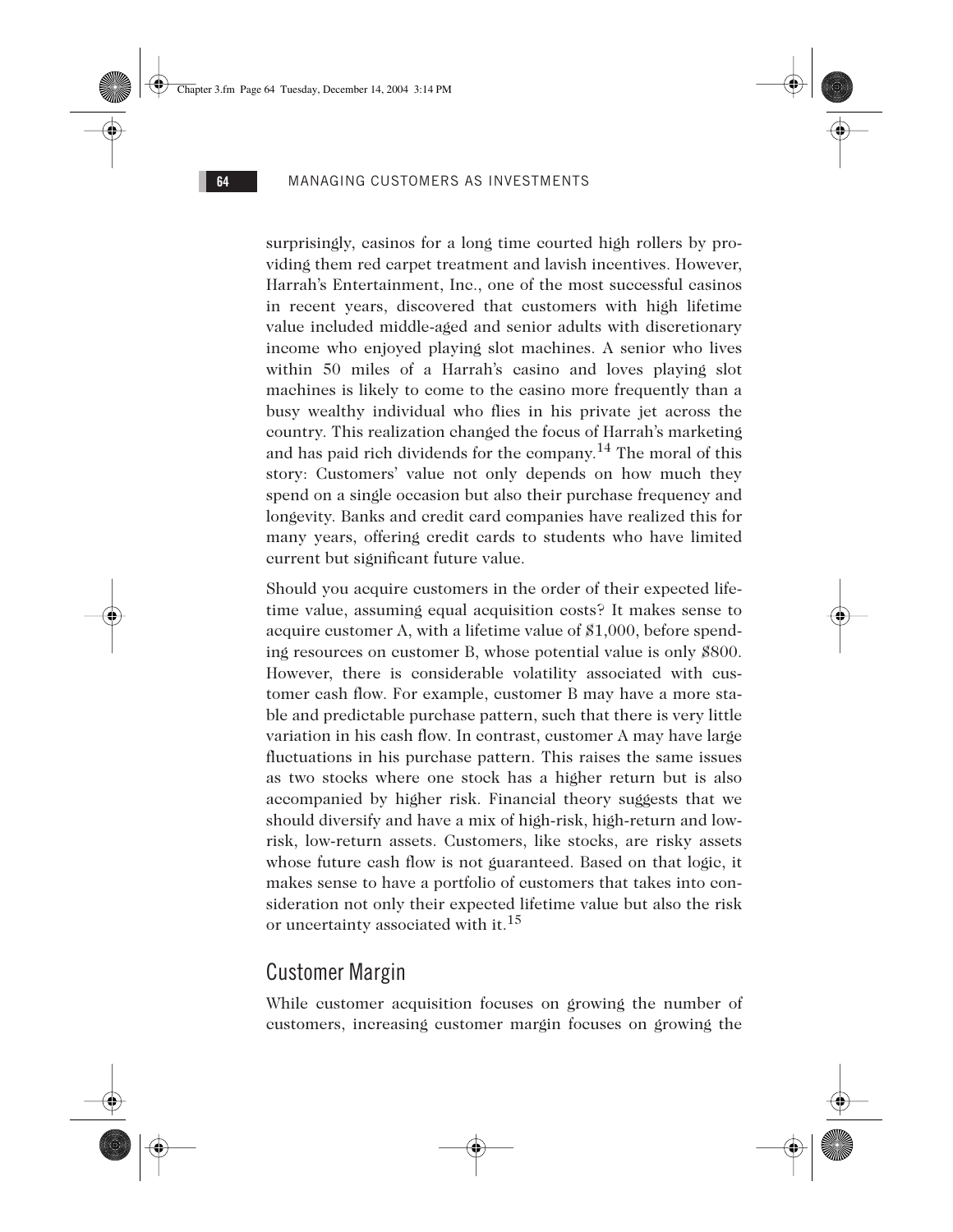surprisingly, casinos for a long time courted high rollers by providing them red carpet treatment and lavish incentives. However, Harrah's Entertainment, Inc., one of the most successful casinos in recent years, discovered that customers with high lifetime value included middle-aged and senior adults with discretionary income who enjoyed playing slot machines. A senior who lives within 50 miles of a Harrah's casino and loves playing slot machines is likely to come to the casino more frequently than a busy wealthy individual who flies in his private jet across the country. This realization changed the focus of Harrah's marketing and has paid rich dividends for the company.[14] The moral of this story: Customers' value not only depends on how much they spend on a single occasion but also their purchase frequency and longevity. Banks and credit card companies have realized this for many years, offering credit cards to students who have limited current but significant future value.

Should you acquire customers in the order of their expected lifetime value, assuming equal acquisition costs? It makes sense to acquire customer A, with a lifetime value of $1,000, before spending resources on customer B, whose potential value is only $800. However, there is considerable volatility associated with customer cash flow. For example, customer B may have a more stable and predictable purchase pattern, such that there is very little variation in his cash flow. In contrast, customer A may have large fluctuations in his purchase pattern. This raises the same issues as two stocks where one stock has a higher return but is also accompanied by higher risk. Financial theory suggests that we should diversify and have a mix of high-risk, high-return and low-risk, low-return assets. Customers, like stocks, are risky assets whose future cash flow is not guaranteed. Based on that logic, it makes sense to have a portfolio of customers that takes into consideration not only their expected lifetime value but also the risk or uncertainty associated with it.[15]

## Customer Margin

While customer acquisition focuses on growing the number of customers, increasing customer margin focuses on growing the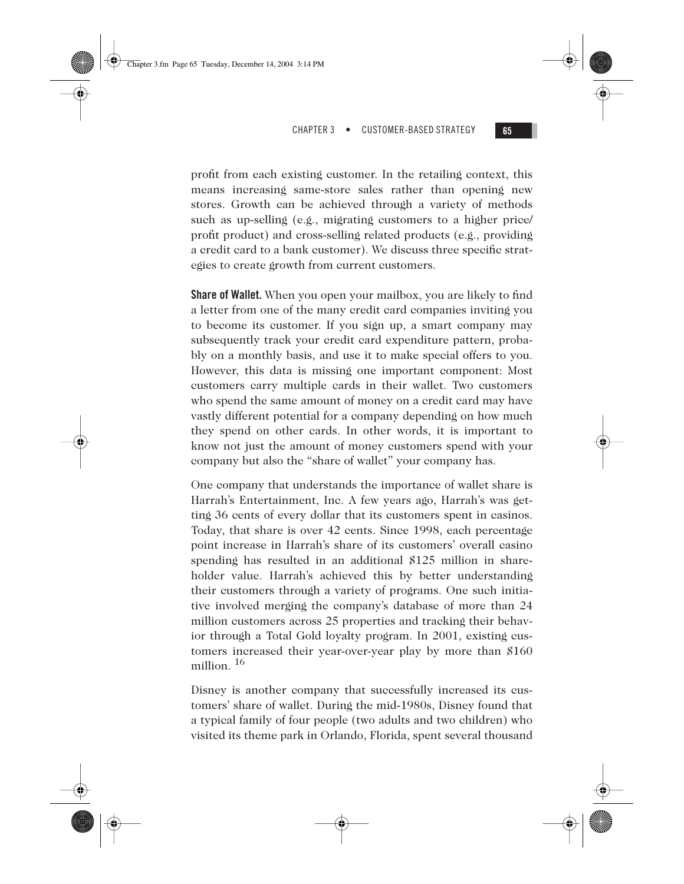profit from each existing customer. In the retailing context, this means increasing same-store sales rather than opening new stores. Growth can be achieved through a variety of methods such as up-selling (e.g., migrating customers to a higher price/profit product) and cross-selling related products (e.g., providing a credit card to a bank customer). We discuss three specific strategies to create growth from current customers.

**Share of Wallet.** When you open your mailbox, you are likely to find a letter from one of the many credit card companies inviting you to become its customer. If you sign up, a smart company may subsequently track your credit card expenditure pattern, probably on a monthly basis, and use it to make special offers to you. However, this data is missing one important component: Most customers carry multiple cards in their wallet. Two customers who spend the same amount of money on a credit card may have vastly different potential for a company depending on how much they spend on other cards. In other words, it is important to know not just the amount of money customers spend with your company but also the "share of wallet" your company has.

One company that understands the importance of wallet share is Harrah's Entertainment, Inc. A few years ago, Harrah's was getting 36 cents of every dollar that its customers spent in casinos. Today, that share is over 42 cents. Since 1998, each percentage point increase in Harrah's share of its customers' overall casino spending has resulted in an additional $125 million in shareholder value. Harrah's achieved this by better understanding their customers through a variety of programs. One such initiative involved merging the company's database of more than 24 million customers across 25 properties and tracking their behavior through a Total Gold loyalty program. In 2001, existing customers increased their year-over-year play by more than $160 million. [16]

Disney is another company that successfully increased its customers' share of wallet. During the mid-1980s, Disney found that a typical family of four people (two adults and two children) who visited its theme park in Orlando, Florida, spent several thousand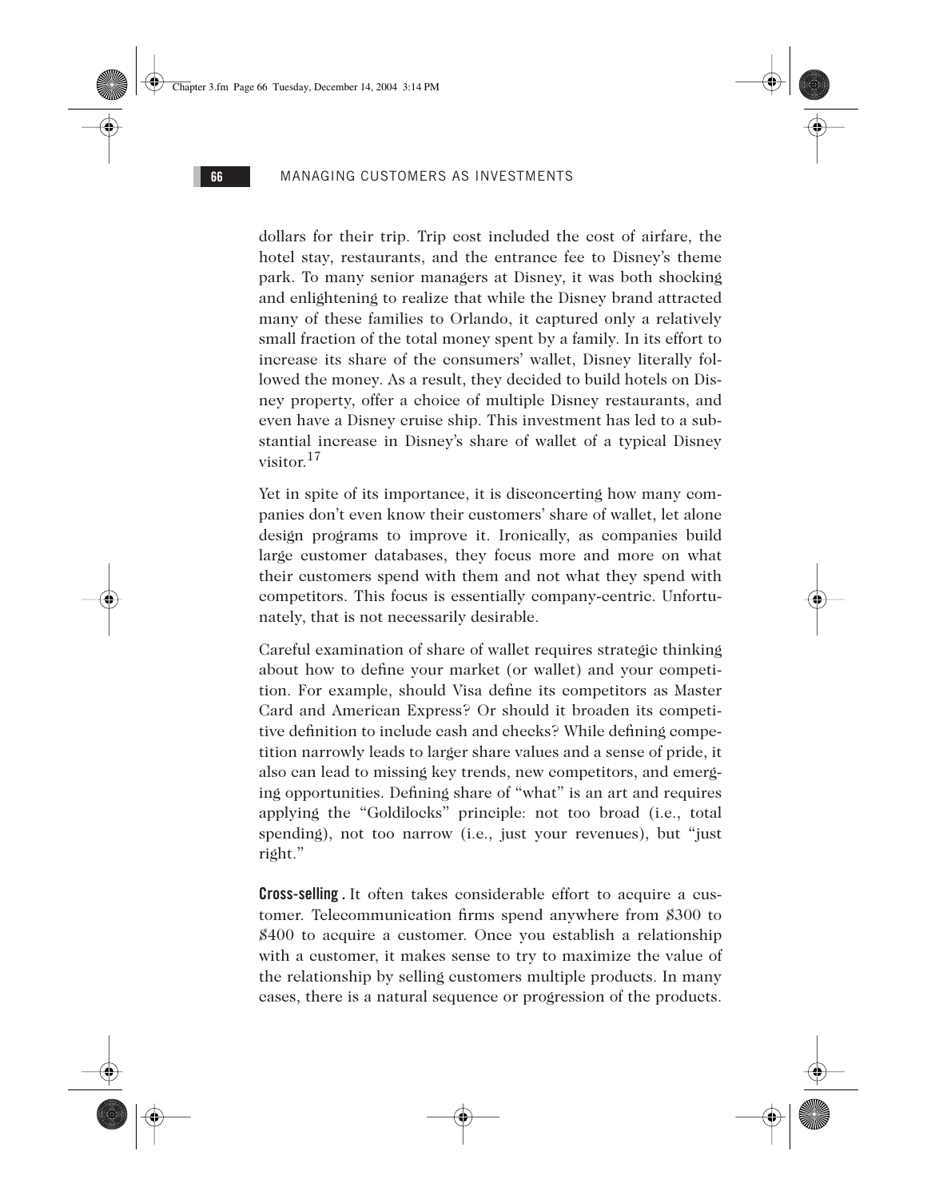dollars for their trip. Trip cost included the cost of airfare, the hotel stay, restaurants, and the entrance fee to Disney's theme park. To many senior managers at Disney, it was both shocking and enlightening to realize that while the Disney brand attracted many of these families to Orlando, it captured only a relatively small fraction of the total money spent by a family. In its effort to increase its share of the consumers' wallet, Disney literally followed the money. As a result, they decided to build hotels on Disney property, offer a choice of multiple Disney restaurants, and even have a Disney cruise ship. This investment has led to a substantial increase in Disney's share of wallet of a typical Disney visitor.[17]

Yet in spite of its importance, it is disconcerting how many companies don't even know their customers' share of wallet, let alone design programs to improve it. Ironically, as companies build large customer databases, they focus more and more on what their customers spend with them and not what they spend with competitors. This focus is essentially company-centric. Unfortunately, that is not necessarily desirable.

Careful examination of share of wallet requires strategic thinking about how to define your market (or wallet) and your competition. For example, should Visa define its competitors as Master Card and American Express? Or should it broaden its competitive definition to include cash and checks? While defining competition narrowly leads to larger share values and a sense of pride, it also can lead to missing key trends, new competitors, and emerging opportunities. Defining share of "what" is an art and requires applying the "Goldilocks" principle: not too broad (i.e., total spending), not too narrow (i.e., just your revenues), but "just right."

**Cross-selling.** It often takes considerable effort to acquire a customer. Telecommunication firms spend anywhere from $300 to $400 to acquire a customer. Once you establish a relationship with a customer, it makes sense to try to maximize the value of the relationship by selling customers multiple products. In many cases, there is a natural sequence or progression of the products.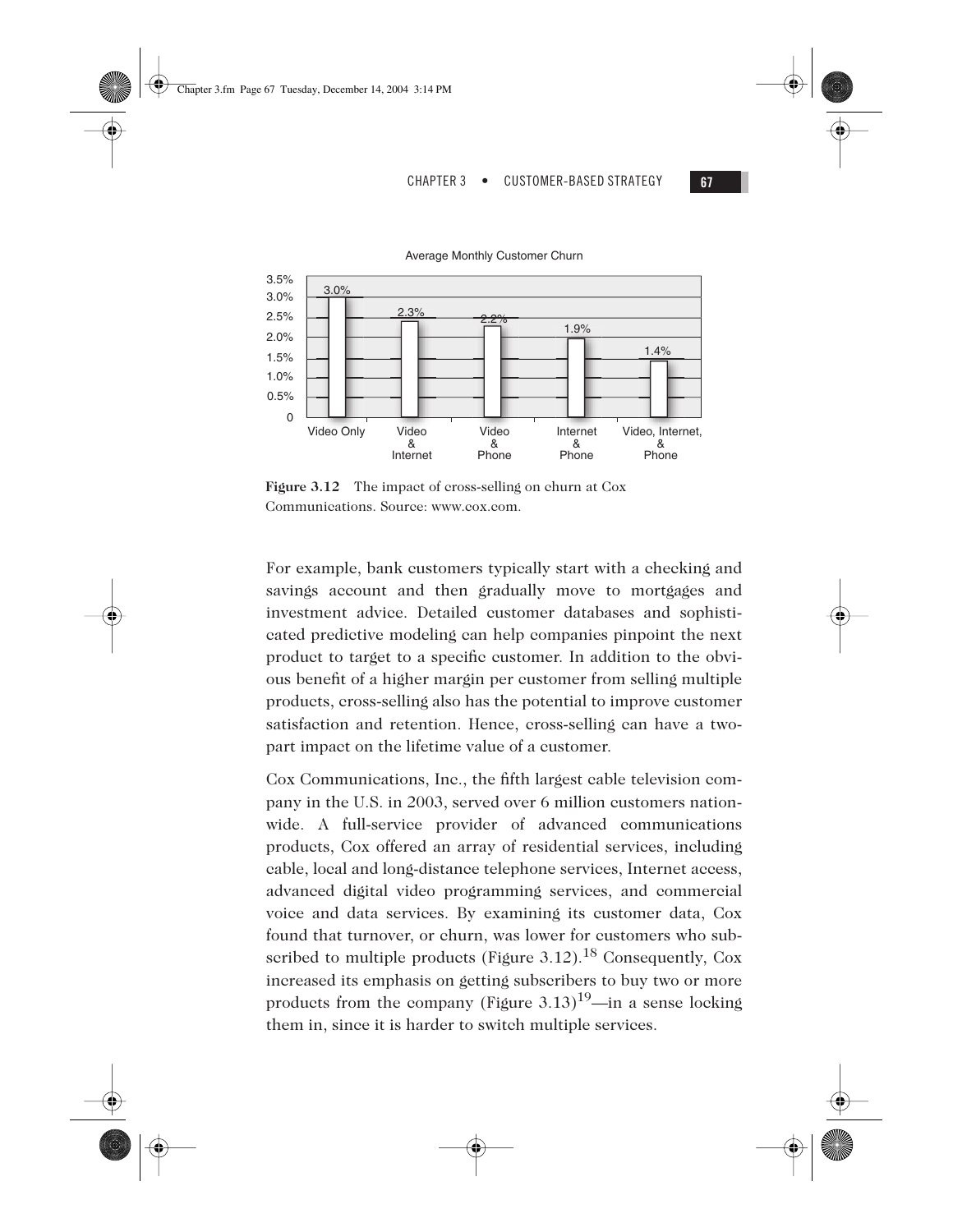Average Monthly Customer Churn

| Video Only | Video & Internet | Video & Phone | Internet & Phone | Video, Internet, & Phone |
|---|---|---|---|---|
| 3.0% | 2.3% | 2.2% | 1.9% | 1.4% |

**Figure 3.12** The impact of cross-selling on churn at Cox Communications. Source: www.cox.com.

For example, bank customers typically start with a checking and savings account and then gradually move to mortgages and investment advice. Detailed customer databases and sophisticated predictive modeling can help companies pinpoint the next product to target to a specific customer. In addition to the obvious benefit of a higher margin per customer from selling multiple products, cross-selling also has the potential to improve customer satisfaction and retention. Hence, cross-selling can have a two-part impact on the lifetime value of a customer.

Cox Communications, Inc., the fifth largest cable television company in the U.S. in 2003, served over 6 million customers nationwide. A full-service provider of advanced communications products, Cox offered an array of residential services, including cable, local and long-distance telephone services, Internet access, advanced digital video programming services, and commercial voice and data services. By examining its customer data, Cox found that turnover, or churn, was lower for customers who subscribed to multiple products (Figure 3.12).[18] Consequently, Cox increased its emphasis on getting subscribers to buy two or more products from the company (Figure 3.13)[19]—in a sense locking them in, since it is harder to switch multiple services.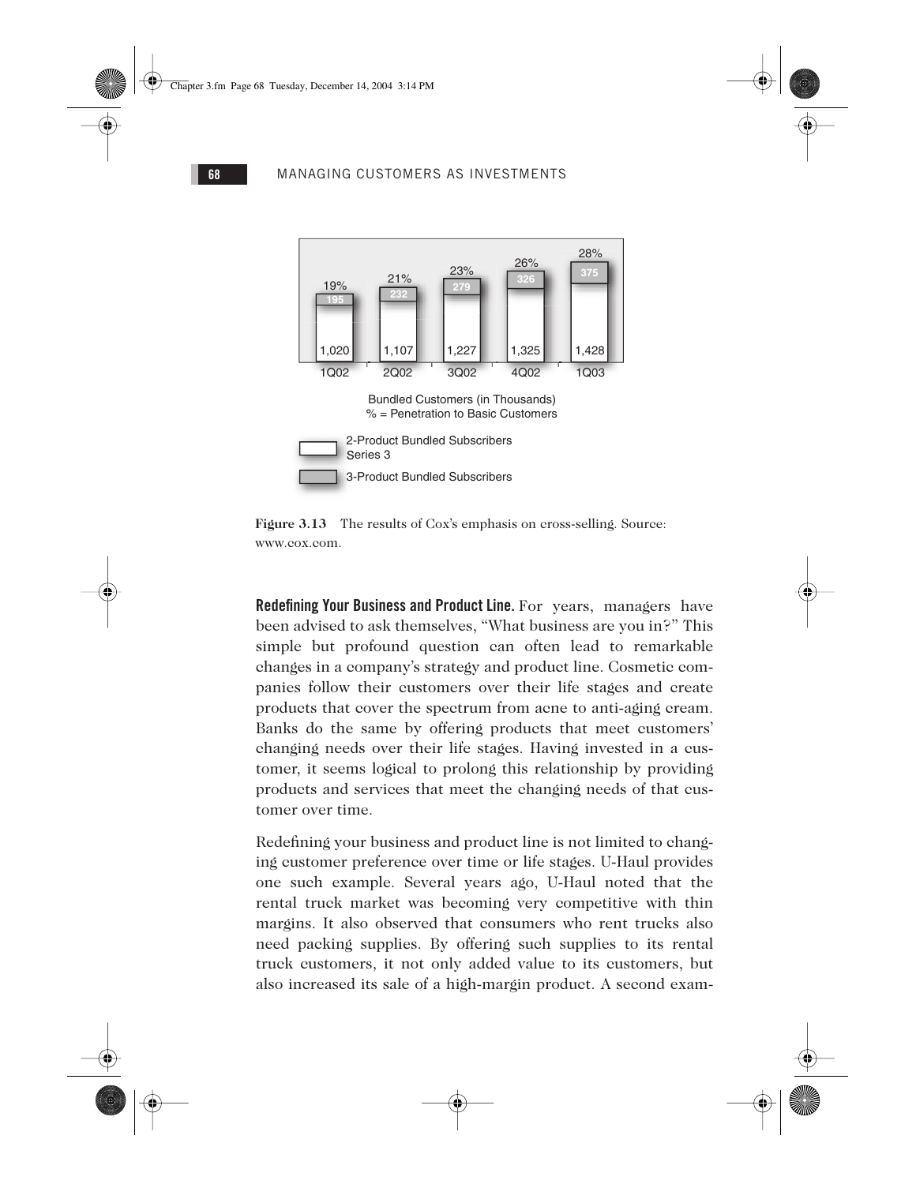| | 1Q02 | 2Q02 | 3Q02 | 4Q02 | 1Q03 |
|---|---|---|---|---|---|
| % = Penetration to Basic Customers | 19% | 21% | 23% | 26% | 28% |
| 3-Product Bundled Subscribers | 195 | 232 | 279 | 326 | 375 |
| 2-Product Bundled Subscribers Series 3 | 1,020 | 1,107 | 1,227 | 1,325 | 1,428 |

Bundled Customers (in Thousands)
% = Penetration to Basic Customers

**Figure 3.13** The results of Cox's emphasis on cross-selling. Source: www.cox.com.

**Redefining Your Business and Product Line.** For years, managers have been advised to ask themselves, "What business are you in?" This simple but profound question can often lead to remarkable changes in a company's strategy and product line. Cosmetic companies follow their customers over their life stages and create products that cover the spectrum from acne to anti-aging cream. Banks do the same by offering products that meet customers' changing needs over their life stages. Having invested in a customer, it seems logical to prolong this relationship by providing products and services that meet the changing needs of that customer over time.

Redefining your business and product line is not limited to changing customer preference over time or life stages. U-Haul provides one such example. Several years ago, U-Haul noted that the rental truck market was becoming very competitive with thin margins. It also observed that consumers who rent trucks also need packing supplies. By offering such supplies to its rental truck customers, it not only added value to its customers, but also increased its sale of a high-margin product. A second exam-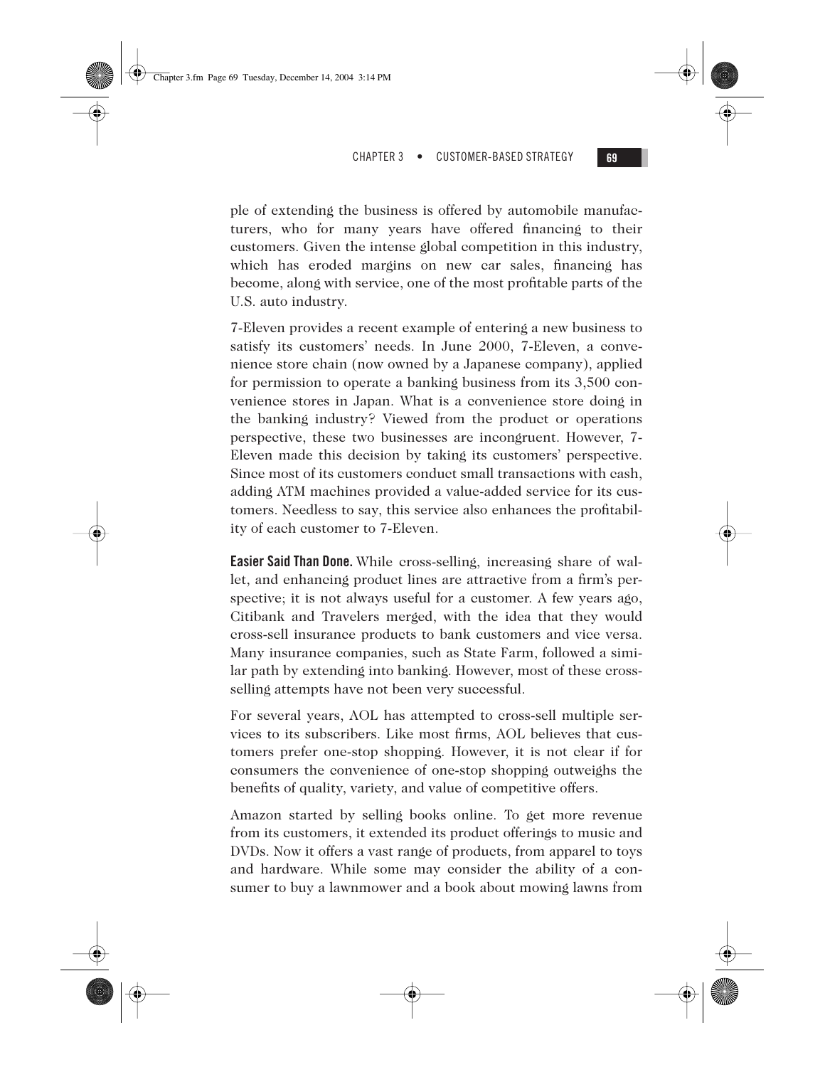ple of extending the business is offered by automobile manufacturers, who for many years have offered financing to their customers. Given the intense global competition in this industry, which has eroded margins on new car sales, financing has become, along with service, one of the most profitable parts of the U.S. auto industry.

7-Eleven provides a recent example of entering a new business to satisfy its customers' needs. In June 2000, 7-Eleven, a convenience store chain (now owned by a Japanese company), applied for permission to operate a banking business from its 3,500 convenience stores in Japan. What is a convenience store doing in the banking industry? Viewed from the product or operations perspective, these two businesses are incongruent. However, 7-Eleven made this decision by taking its customers' perspective. Since most of its customers conduct small transactions with cash, adding ATM machines provided a value-added service for its customers. Needless to say, this service also enhances the profitability of each customer to 7-Eleven.

**Easier Said Than Done.** While cross-selling, increasing share of wallet, and enhancing product lines are attractive from a firm's perspective; it is not always useful for a customer. A few years ago, Citibank and Travelers merged, with the idea that they would cross-sell insurance products to bank customers and vice versa. Many insurance companies, such as State Farm, followed a similar path by extending into banking. However, most of these cross-selling attempts have not been very successful.

For several years, AOL has attempted to cross-sell multiple services to its subscribers. Like most firms, AOL believes that customers prefer one-stop shopping. However, it is not clear if for consumers the convenience of one-stop shopping outweighs the benefits of quality, variety, and value of competitive offers.

Amazon started by selling books online. To get more revenue from its customers, it extended its product offerings to music and DVDs. Now it offers a vast range of products, from apparel to toys and hardware. While some may consider the ability of a consumer to buy a lawnmower and a book about mowing lawns from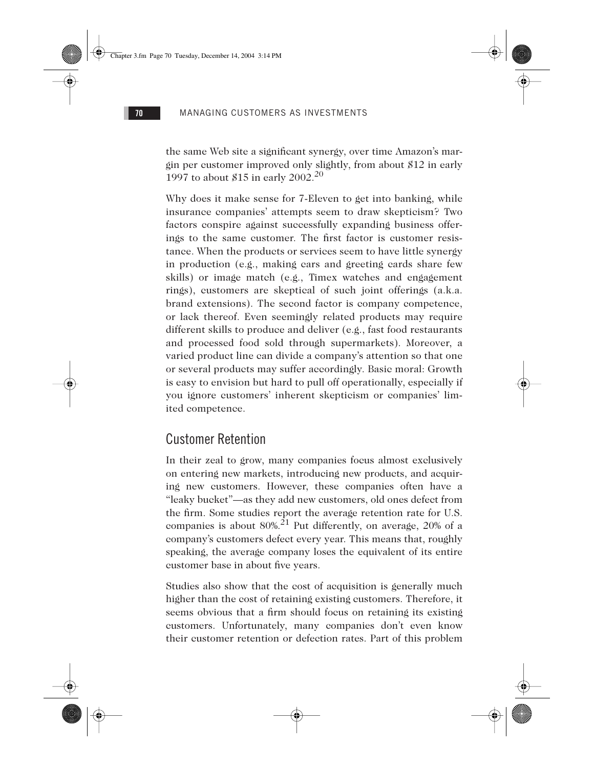the same Web site a significant synergy, over time Amazon's margin per customer improved only slightly, from about $12 in early 1997 to about $15 in early 2002.[20]

Why does it make sense for 7-Eleven to get into banking, while insurance companies' attempts seem to draw skepticism? Two factors conspire against successfully expanding business offerings to the same customer. The first factor is customer resistance. When the products or services seem to have little synergy in production (e.g., making cars and greeting cards share few skills) or image match (e.g., Timex watches and engagement rings), customers are skeptical of such joint offerings (a.k.a. brand extensions). The second factor is company competence, or lack thereof. Even seemingly related products may require different skills to produce and deliver (e.g., fast food restaurants and processed food sold through supermarkets). Moreover, a varied product line can divide a company's attention so that one or several products may suffer accordingly. Basic moral: Growth is easy to envision but hard to pull off operationally, especially if you ignore customers' inherent skepticism or companies' limited competence.

## Customer Retention

In their zeal to grow, many companies focus almost exclusively on entering new markets, introducing new products, and acquiring new customers. However, these companies often have a "leaky bucket"—as they add new customers, old ones defect from the firm. Some studies report the average retention rate for U.S. companies is about 80%.[21] Put differently, on average, 20% of a company's customers defect every year. This means that, roughly speaking, the average company loses the equivalent of its entire customer base in about five years.

Studies also show that the cost of acquisition is generally much higher than the cost of retaining existing customers. Therefore, it seems obvious that a firm should focus on retaining its existing customers. Unfortunately, many companies don't even know their customer retention or defection rates. Part of this problem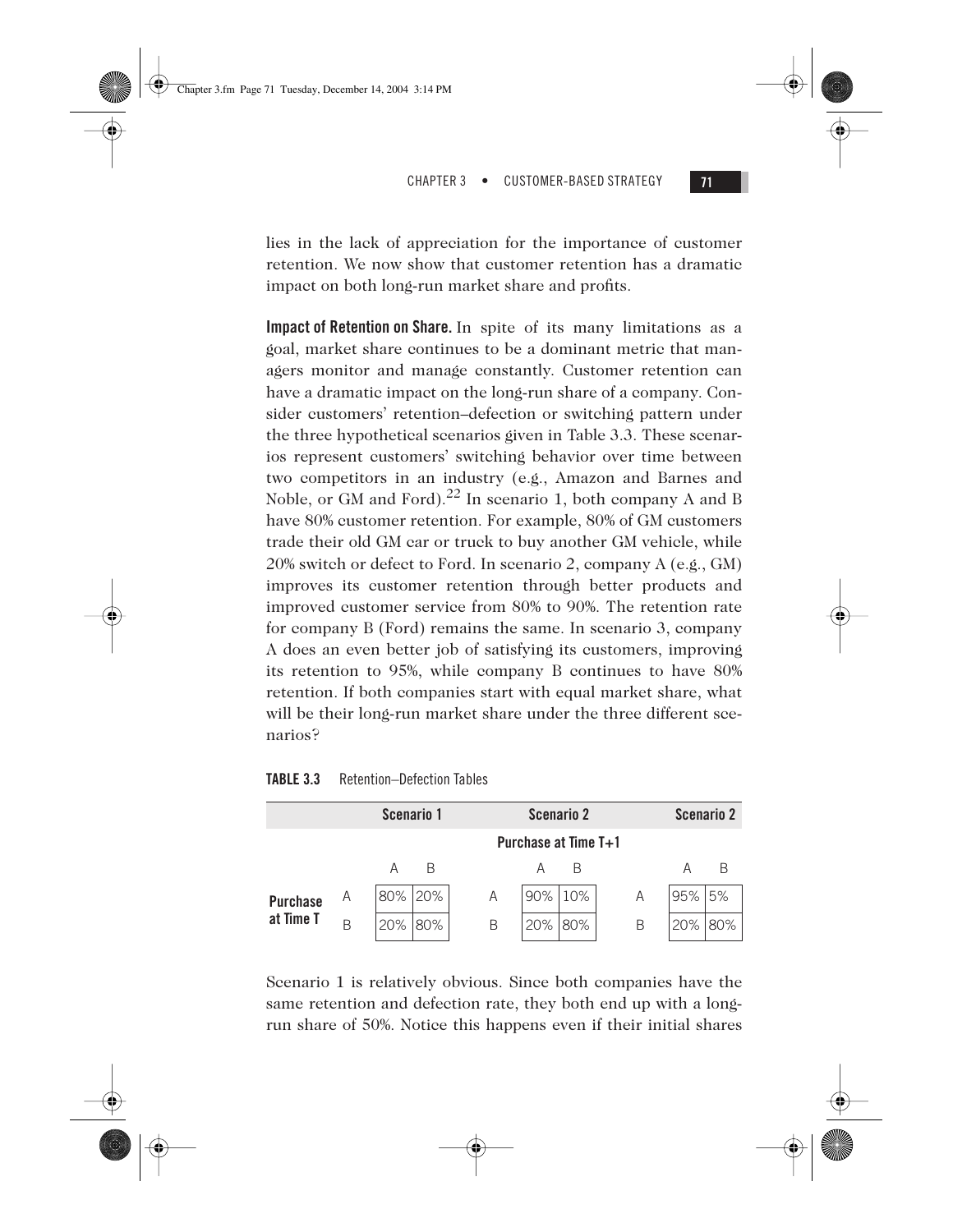lies in the lack of appreciation for the importance of customer retention. We now show that customer retention has a dramatic impact on both long-run market share and profits.

**Impact of Retention on Share.** In spite of its many limitations as a goal, market share continues to be a dominant metric that managers monitor and manage constantly. Customer retention can have a dramatic impact on the long-run share of a company. Consider customers' retention–defection or switching pattern under the three hypothetical scenarios given in Table 3.3. These scenarios represent customers' switching behavior over time between two competitors in an industry (e.g., Amazon and Barnes and Noble, or GM and Ford).[22] In scenario 1, both company A and B have 80% customer retention. For example, 80% of GM customers trade their old GM car or truck to buy another GM vehicle, while 20% switch or defect to Ford. In scenario 2, company A (e.g., GM) improves its customer retention through better products and improved customer service from 80% to 90%. The retention rate for company B (Ford) remains the same. In scenario 3, company A does an even better job of satisfying its customers, improving its retention to 95%, while company B continues to have 80% retention. If both companies start with equal market share, what will be their long-run market share under the three different scenarios?

**TABLE 3.3** Retention–Defection Tables

| | | Scenario 1 | | | Scenario 2 | | | Scenario 2 | |
|---|---|---|---|---|---|---|---|---|---|
| | | Purchase at Time T+1 | | | | | | | |
| | | A | B | | A | B | | A | B |
| **Purchase at Time T** | A | 80% | 20% | A | 90% | 10% | A | 95% | 5% |
| | B | 20% | 80% | B | 20% | 80% | B | 20% | 80% |

Scenario 1 is relatively obvious. Since both companies have the same retention and defection rate, they both end up with a long-run share of 50%. Notice this happens even if their initial shares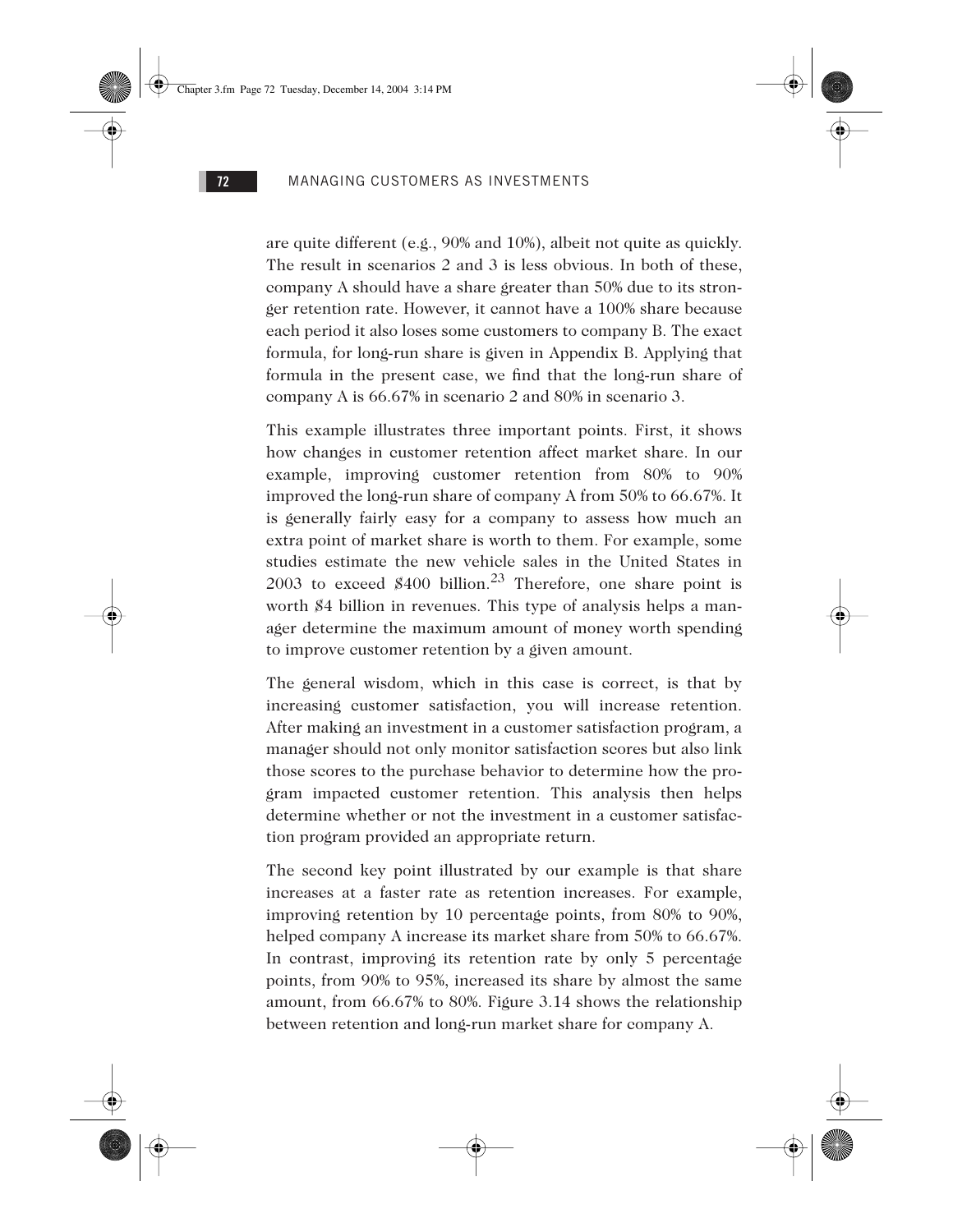are quite different (e.g., 90% and 10%), albeit not quite as quickly. The result in scenarios 2 and 3 is less obvious. In both of these, company A should have a share greater than 50% due to its stronger retention rate. However, it cannot have a 100% share because each period it also loses some customers to company B. The exact formula, for long-run share is given in Appendix B. Applying that formula in the present case, we find that the long-run share of company A is 66.67% in scenario 2 and 80% in scenario 3.

This example illustrates three important points. First, it shows how changes in customer retention affect market share. In our example, improving customer retention from 80% to 90% improved the long-run share of company A from 50% to 66.67%. It is generally fairly easy for a company to assess how much an extra point of market share is worth to them. For example, some studies estimate the new vehicle sales in the United States in 2003 to exceed $400 billion.[23] Therefore, one share point is worth $4 billion in revenues. This type of analysis helps a manager determine the maximum amount of money worth spending to improve customer retention by a given amount.

The general wisdom, which in this case is correct, is that by increasing customer satisfaction, you will increase retention. After making an investment in a customer satisfaction program, a manager should not only monitor satisfaction scores but also link those scores to the purchase behavior to determine how the program impacted customer retention. This analysis then helps determine whether or not the investment in a customer satisfaction program provided an appropriate return.

The second key point illustrated by our example is that share increases at a faster rate as retention increases. For example, improving retention by 10 percentage points, from 80% to 90%, helped company A increase its market share from 50% to 66.67%. In contrast, improving its retention rate by only 5 percentage points, from 90% to 95%, increased its share by almost the same amount, from 66.67% to 80%. Figure 3.14 shows the relationship between retention and long-run market share for company A.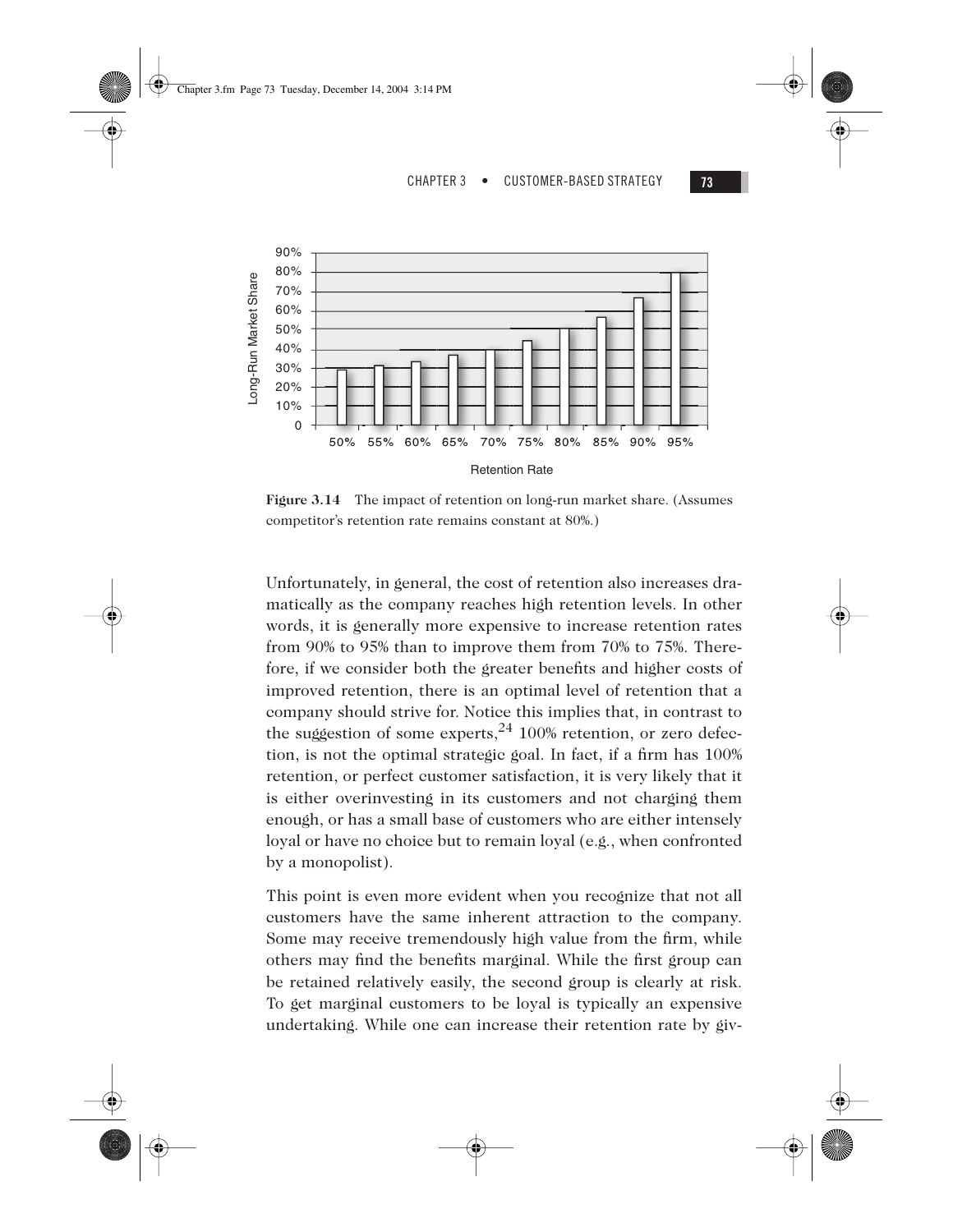**Figure 3.14** The impact of retention on long-run market share. (Assumes competitor's retention rate remains constant at 80%.)

Unfortunately, in general, the cost of retention also increases dramatically as the company reaches high retention levels. In other words, it is generally more expensive to increase retention rates from 90% to 95% than to improve them from 70% to 75%. Therefore, if we consider both the greater benefits and higher costs of improved retention, there is an optimal level of retention that a company should strive for. Notice this implies that, in contrast to the suggestion of some experts,[24] 100% retention, or zero defection, is not the optimal strategic goal. In fact, if a firm has 100% retention, or perfect customer satisfaction, it is very likely that it is either overinvesting in its customers and not charging them enough, or has a small base of customers who are either intensely loyal or have no choice but to remain loyal (e.g., when confronted by a monopolist).

This point is even more evident when you recognize that not all customers have the same inherent attraction to the company. Some may receive tremendously high value from the firm, while others may find the benefits marginal. While the first group can be retained relatively easily, the second group is clearly at risk. To get marginal customers to be loyal is typically an expensive undertaking. While one can increase their retention rate by giv-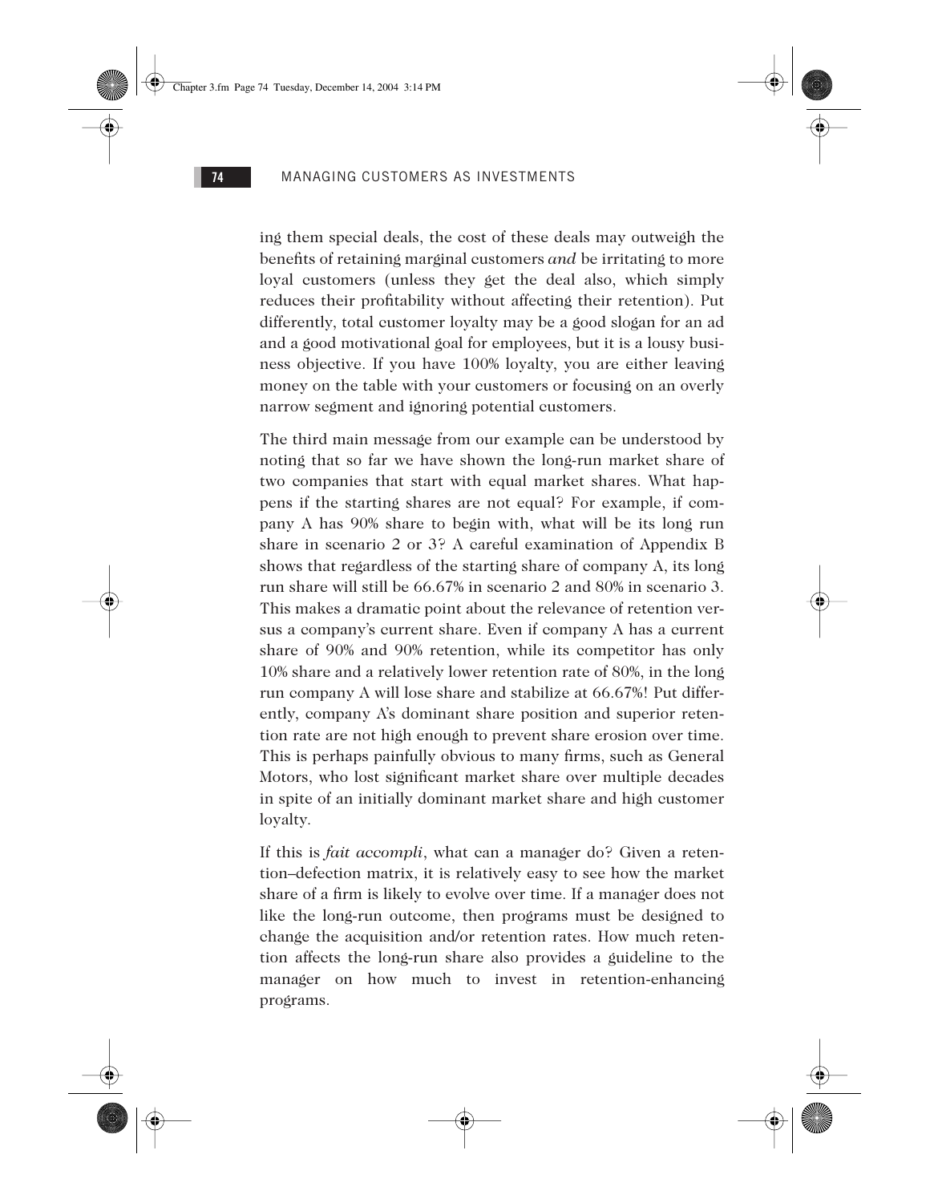ing them special deals, the cost of these deals may outweigh the benefits of retaining marginal customers *and* be irritating to more loyal customers (unless they get the deal also, which simply reduces their profitability without affecting their retention). Put differently, total customer loyalty may be a good slogan for an ad and a good motivational goal for employees, but it is a lousy business objective. If you have 100% loyalty, you are either leaving money on the table with your customers or focusing on an overly narrow segment and ignoring potential customers.

The third main message from our example can be understood by noting that so far we have shown the long-run market share of two companies that start with equal market shares. What happens if the starting shares are not equal? For example, if company A has 90% share to begin with, what will be its long run share in scenario 2 or 3? A careful examination of Appendix B shows that regardless of the starting share of company A, its long run share will still be 66.67% in scenario 2 and 80% in scenario 3. This makes a dramatic point about the relevance of retention versus a company's current share. Even if company A has a current share of 90% and 90% retention, while its competitor has only 10% share and a relatively lower retention rate of 80%, in the long run company A will lose share and stabilize at 66.67%! Put differently, company A's dominant share position and superior retention rate are not high enough to prevent share erosion over time. This is perhaps painfully obvious to many firms, such as General Motors, who lost significant market share over multiple decades in spite of an initially dominant market share and high customer loyalty.

If this is *fait accompli*, what can a manager do? Given a retention–defection matrix, it is relatively easy to see how the market share of a firm is likely to evolve over time. If a manager does not like the long-run outcome, then programs must be designed to change the acquisition and/or retention rates. How much retention affects the long-run share also provides a guideline to the manager on how much to invest in retention-enhancing programs.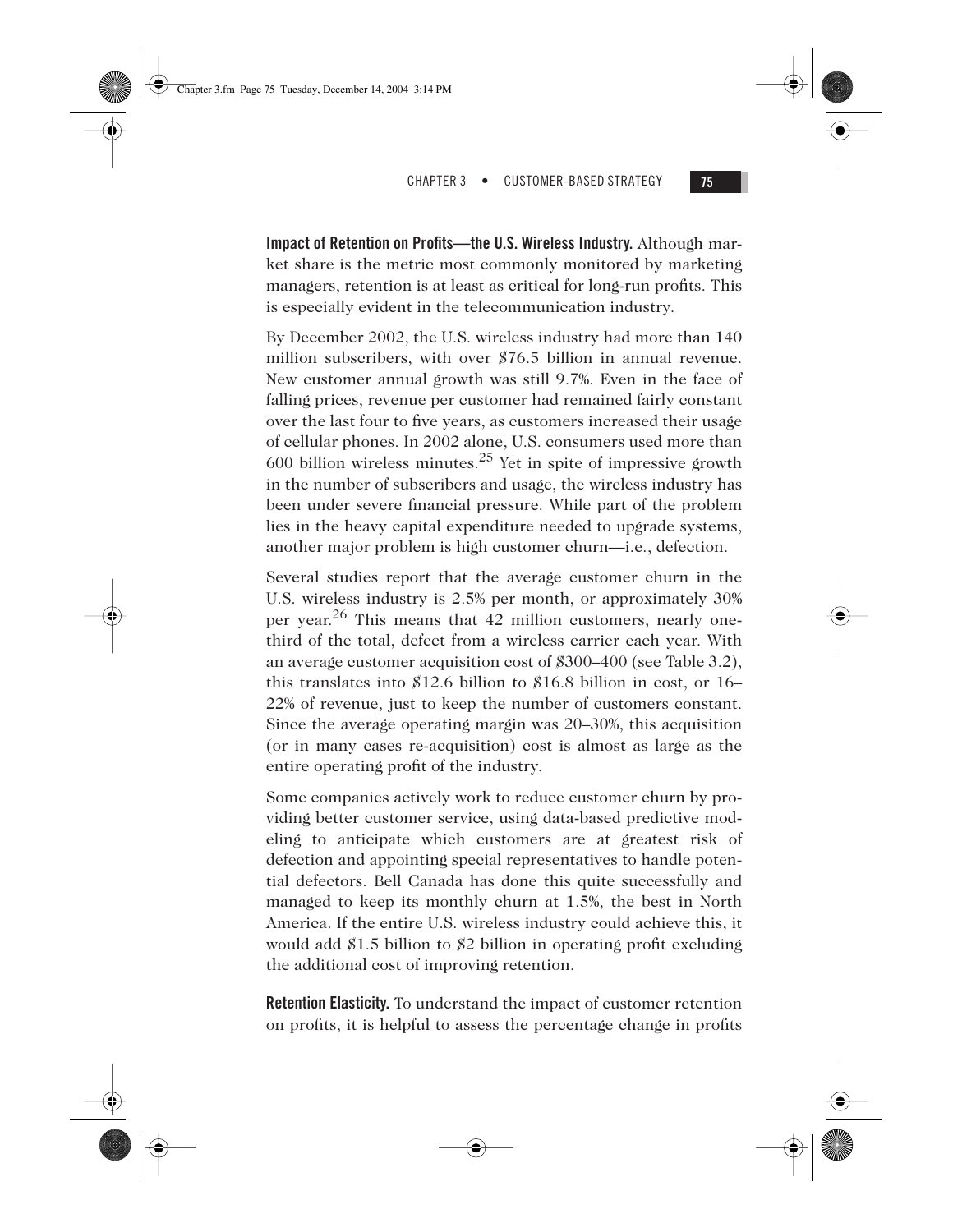**Impact of Retention on Profits—the U.S. Wireless Industry.** Although market share is the metric most commonly monitored by marketing managers, retention is at least as critical for long-run profits. This is especially evident in the telecommunication industry.

By December 2002, the U.S. wireless industry had more than 140 million subscribers, with over $76.5 billion in annual revenue. New customer annual growth was still 9.7%. Even in the face of falling prices, revenue per customer had remained fairly constant over the last four to five years, as customers increased their usage of cellular phones. In 2002 alone, U.S. consumers used more than 600 billion wireless minutes.[25] Yet in spite of impressive growth in the number of subscribers and usage, the wireless industry has been under severe financial pressure. While part of the problem lies in the heavy capital expenditure needed to upgrade systems, another major problem is high customer churn—i.e., defection.

Several studies report that the average customer churn in the U.S. wireless industry is 2.5% per month, or approximately 30% per year.[26] This means that 42 million customers, nearly one-third of the total, defect from a wireless carrier each year. With an average customer acquisition cost of $300–400 (see Table 3.2), this translates into $12.6 billion to $16.8 billion in cost, or 16–22% of revenue, just to keep the number of customers constant. Since the average operating margin was 20–30%, this acquisition (or in many cases re-acquisition) cost is almost as large as the entire operating profit of the industry.

Some companies actively work to reduce customer churn by providing better customer service, using data-based predictive modeling to anticipate which customers are at greatest risk of defection and appointing special representatives to handle potential defectors. Bell Canada has done this quite successfully and managed to keep its monthly churn at 1.5%, the best in North America. If the entire U.S. wireless industry could achieve this, it would add $1.5 billion to $2 billion in operating profit excluding the additional cost of improving retention.

**Retention Elasticity.** To understand the impact of customer retention on profits, it is helpful to assess the percentage change in profits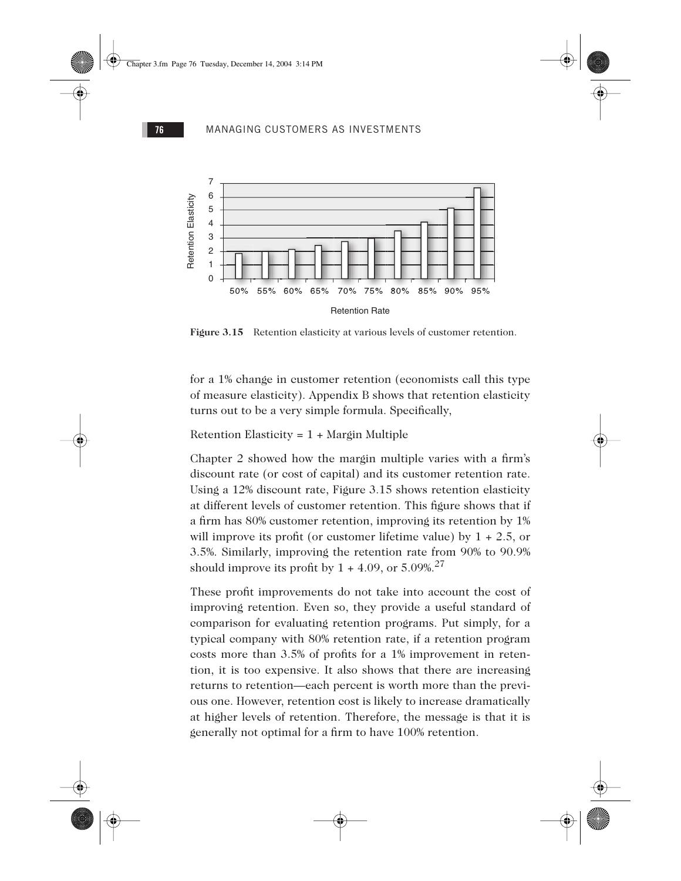Figure 3.15 Retention elasticity at various levels of customer retention.

for a 1% change in customer retention (economists call this type of measure elasticity). Appendix B shows that retention elasticity turns out to be a very simple formula. Specifically,

Retention Elasticity = 1 + Margin Multiple

Chapter 2 showed how the margin multiple varies with a firm's discount rate (or cost of capital) and its customer retention rate. Using a 12% discount rate, Figure 3.15 shows retention elasticity at different levels of customer retention. This figure shows that if a firm has 80% customer retention, improving its retention by 1% will improve its profit (or customer lifetime value) by 1 + 2.5, or 3.5%. Similarly, improving the retention rate from 90% to 90.9% should improve its profit by 1 + 4.09, or 5.09%.[27]

These profit improvements do not take into account the cost of improving retention. Even so, they provide a useful standard of comparison for evaluating retention programs. Put simply, for a typical company with 80% retention rate, if a retention program costs more than 3.5% of profits for a 1% improvement in retention, it is too expensive. It also shows that there are increasing returns to retention—each percent is worth more than the previous one. However, retention cost is likely to increase dramatically at higher levels of retention. Therefore, the message is that it is generally not optimal for a firm to have 100% retention.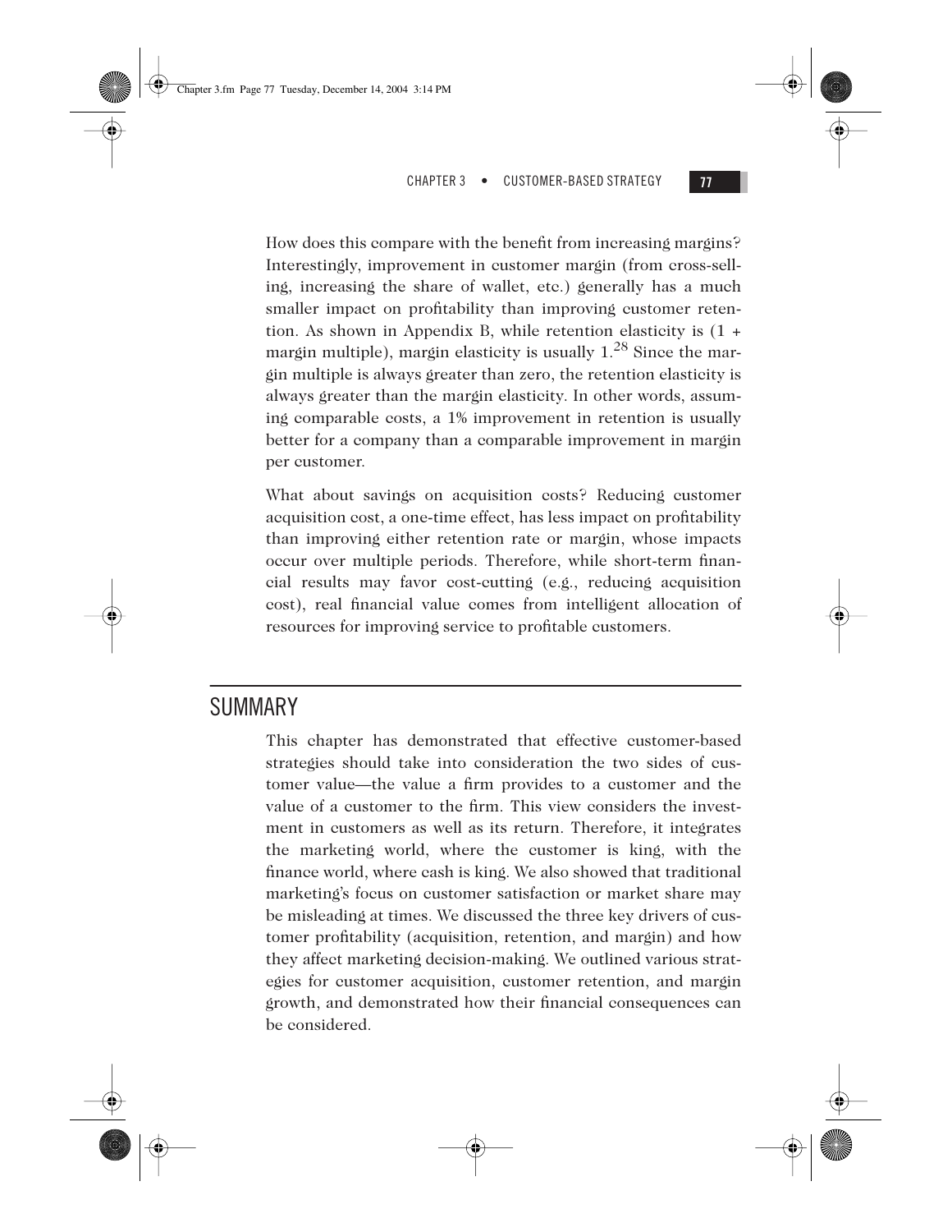How does this compare with the benefit from increasing margins? Interestingly, improvement in customer margin (from cross-selling, increasing the share of wallet, etc.) generally has a much smaller impact on profitability than improving customer retention. As shown in Appendix B, while retention elasticity is (1 + margin multiple), margin elasticity is usually 1.[28] Since the margin multiple is always greater than zero, the retention elasticity is always greater than the margin elasticity. In other words, assuming comparable costs, a 1% improvement in retention is usually better for a company than a comparable improvement in margin per customer.

What about savings on acquisition costs? Reducing customer acquisition cost, a one-time effect, has less impact on profitability than improving either retention rate or margin, whose impacts occur over multiple periods. Therefore, while short-term financial results may favor cost-cutting (e.g., reducing acquisition cost), real financial value comes from intelligent allocation of resources for improving service to profitable customers.

## SUMMARY

This chapter has demonstrated that effective customer-based strategies should take into consideration the two sides of customer value—the value a firm provides to a customer and the value of a customer to the firm. This view considers the investment in customers as well as its return. Therefore, it integrates the marketing world, where the customer is king, with the finance world, where cash is king. We also showed that traditional marketing's focus on customer satisfaction or market share may be misleading at times. We discussed the three key drivers of customer profitability (acquisition, retention, and margin) and how they affect marketing decision-making. We outlined various strategies for customer acquisition, customer retention, and margin growth, and demonstrated how their financial consequences can be considered.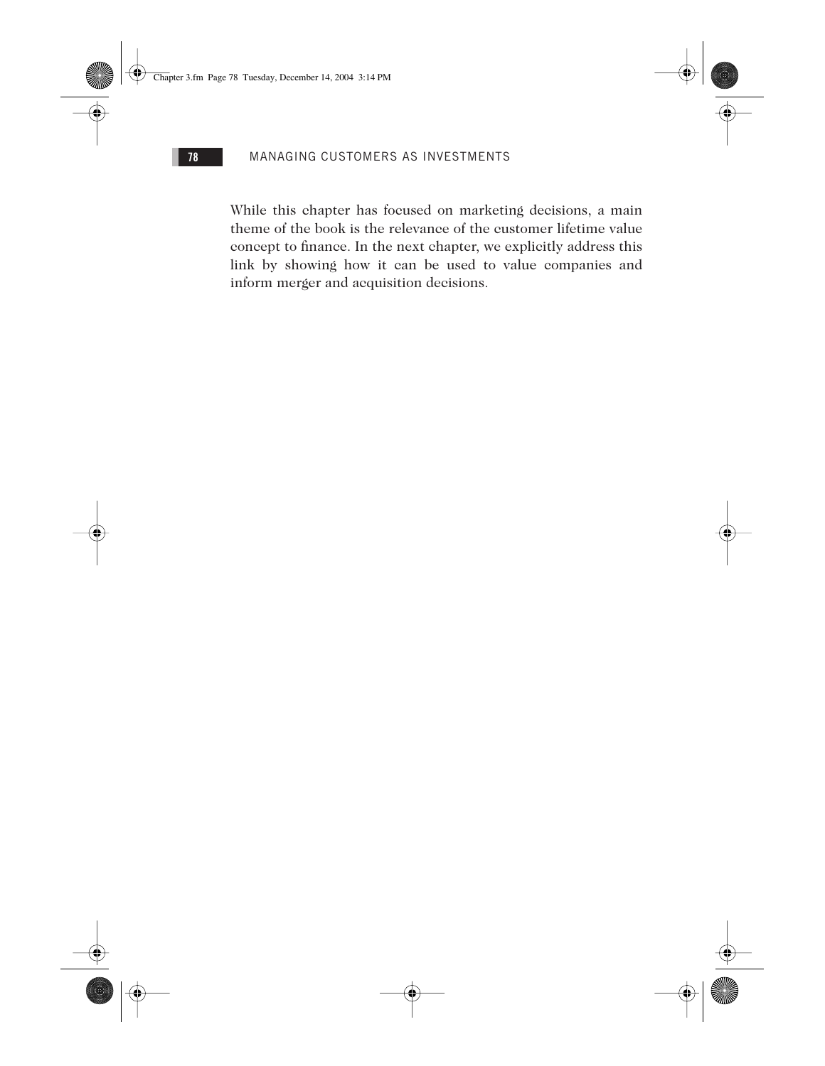While this chapter has focused on marketing decisions, a main theme of the book is the relevance of the customer lifetime value concept to finance. In the next chapter, we explicitly address this link by showing how it can be used to value companies and inform merger and acquisition decisions.